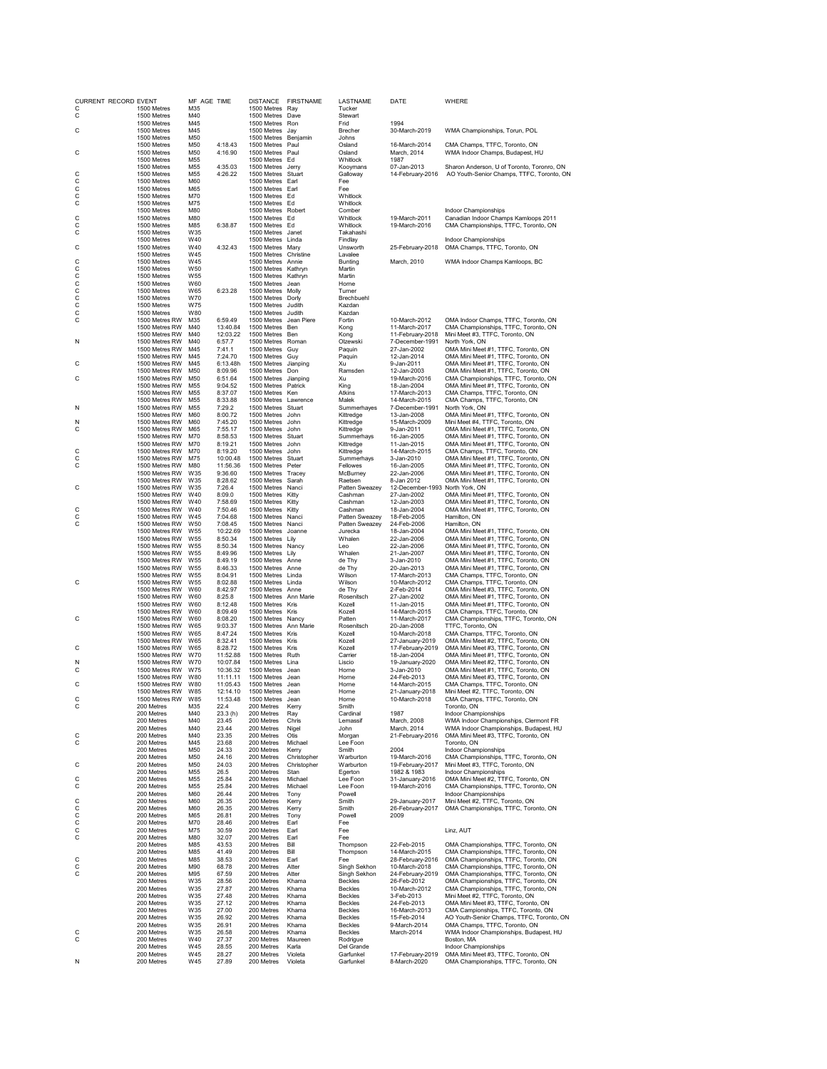| CURRENT RECORD | EVENT | MF AGE | TIME | DISTANCE | FIRSTNAME | LASTNAME | DATE | WHERE |
|---|---|---|---|---|---|---|---|---|
| C | 1500 Metres | M35 | | 1500 Metres | Ray | Tucker | | |
| C | 1500 Metres | M40 | | 1500 Metres | Dave | Stewart | | |
| | 1500 Metres | M45 | | 1500 Metres | Ron | Frid | 1994 | |
| C | 1500 Metres | M45 | | 1500 Metres | Jay | Brecher | 30-March-2019 | WMA Championships, Torun, POL |
| | 1500 Metres | M50 | | 1500 Metres | Benjamin | Johns | | |
| | 1500 Metres | M50 | 4:18.43 | 1500 Metres | Paul | Osland | 16-March-2014 | CMA Champs, TTFC, Toronto, ON |
| C | 1500 Metres | M50 | 4:16.90 | 1500 Metres | Paul | Osland | March, 2014 | WMA Indoor Champs, Budapest, HU |
| | 1500 Metres | M55 | | 1500 Metres | Ed | Whitlock | 1987 | |
| | 1500 Metres | M55 | 4:35.03 | 1500 Metres | Jerry | Kooymans | 07-Jan-2013 | Sharon Anderson, U of Toronto, Toronro, ON |
| C | 1500 Metres | M55 | 4:26.22 | 1500 Metres | Stuart | Galloway | 14-February-2016 | AO Youth-Senior Champs, TTFC, Toronto, ON |
| C | 1500 Metres | M60 | | 1500 Metres | Earl | Fee | | |
| C | 1500 Metres | M65 | | 1500 Metres | Earl | Fee | | |
| C | 1500 Metres | M70 | | 1500 Metres | Ed | Whitlock | | |
| C | 1500 Metres | M75 | | 1500 Metres | Ed | Whitlock | | |
| | 1500 Metres | M80 | | 1500 Metres | Robert | Comber | | Indoor Championships |
| C | 1500 Metres | M80 | | 1500 Metres | Ed | Whitlock | 19-March-2011 | Canadian Indoor Champs Kamloops 2011 |
| C | 1500 Metres | M85 | 6:38.87 | 1500 Metres | Ed | Whitlock | 19-March-2016 | CMA Championships, TTFC, Toronto, ON |
| C | 1500 Metres | W35 | | 1500 Metres | Janet | Takahashi | | |
| | 1500 Metres | W40 | | 1500 Metres | Linda | Findlay | | Indoor Championships |
| C | 1500 Metres | W40 | 4:32.43 | 1500 Metres | Mary | Unsworth | 25-February-2018 | OMA Champs, TTFC, Toronto, ON |
| | 1500 Metres | W45 | | 1500 Metres | Christine | Lavalee | | |
| C | 1500 Metres | W45 | | 1500 Metres | Annie | Bunting | March, 2010 | WMA Indoor Champs Kamloops, BC |
| C | 1500 Metres | W50 | | 1500 Metres | Kathryn | Martin | | |
| C | 1500 Metres | W55 | | 1500 Metres | Kathryn | Martin | | |
| C | 1500 Metres | W60 | | 1500 Metres | Jean | Horne | | |
| C | 1500 Metres | W65 | 6:23.28 | 1500 Metres | Molly | Turner | | |
| C | 1500 Metres | W70 | | 1500 Metres | Dorly | Brechbuehl | | |
| C | 1500 Metres | W75 | | 1500 Metres | Judith | Kazdan | | |
| C | 1500 Metres | W80 | | 1500 Metres | Judith | Kazdan | | |
| C | 1500 Metres RW | M35 | 6:59.49 | 1500 Metres | Jean Piere | Fortin | 10-March-2012 | OMA Indoor Champs, TTFC, Toronto, ON |
| | 1500 Metres RW | M40 | 13:40.84 | 1500 Metres | Ben | Kong | 11-March-2017 | CMA Championships, TTFC, Toronto, ON |
| | 1500 Metres RW | M40 | 12:03.22 | 1500 Metres | Ben | Kong | 11-February-2018 | Mini Meet #3, TTFC, Toronto, ON |
| N | 1500 Metres RW | M40 | 6:57.7 | 1500 Metres | Roman | Olzewski | 7-December-1991 | North York, ON |
| | 1500 Metres RW | M45 | 7:41.1 | 1500 Metres | Guy | Paquin | 27-Jan-2002 | OMA Mini Meet #1, TTFC, Toronto, ON |
| | 1500 Metres RW | M45 | 7:24.70 | 1500 Metres | Guy | Paquin | 12-Jan-2014 | OMA Mini Meet #1, TTFC, Toronto, ON |
| C | 1500 Metres RW | M45 | 6:13.48h | 1500 Metres | Jianping | Xu | 9-Jan-2011 | OMA Mini Meet #1, TTFC, Toronto, ON |
| | 1500 Metres RW | M50 | 8:09.96 | 1500 Metres | Don | Ramsden | 12-Jan-2003 | OMA Mini Meet #1, TTFC, Toronto, ON |
| C | 1500 Metres RW | M50 | 6:51.64 | 1500 Metres | Jianping | Xu | 19-March-2016 | CMA Championships, TTFC, Toronto, ON |
| | 1500 Metres RW | M55 | 9:04.52 | 1500 Metres | Patrick | King | 18-Jan-2004 | OMA Mini Meet #1, TTFC, Toronto, ON |
| | 1500 Metres RW | M55 | 8:37.07 | 1500 Metres | Ken | Atkins | 17-March-2013 | CMA Champs, TTFC, Toronto, ON |
| | 1500 Metres RW | M55 | 8:33.88 | 1500 Metres | Lawrence | Malek | 14-March-2015 | CMA Champs, TTFC, Toronto, ON |
| N | 1500 Metres RW | M55 | 7:29.2 | 1500 Metres | Stuart | Summerhayes | 7-December-1991 | North York, ON |
| | 1500 Metres RW | M60 | 8:00.72 | 1500 Metres | John | Kittredge | 13-Jan-2008 | OMA Mini Meet #1, TTFC, Toronto, ON |
| N | 1500 Metres RW | M60 | 7:45.20 | 1500 Metres | John | Kittredge | 15-March-2009 | Mini Meet #4, TTFC, Toronto, ON |
| C | 1500 Metres RW | M65 | 7:55.17 | 1500 Metres | John | Kittredge | 9-Jan-2011 | OMA Mini Meet #1, TTFC, Toronto, ON |
| | 1500 Metres RW | M70 | 8:58.53 | 1500 Metres | Stuart | Summerhays | 16-Jan-2005 | OMA Mini Meet #1, TTFC, Toronto, ON |
| | 1500 Metres RW | M70 | 8:19.21 | 1500 Metres | John | Kittredge | 11-Jan-2015 | OMA Mini Meet #1, TTFC, Toronto, ON |
| C | 1500 Metres RW | M70 | 8:19.20 | 1500 Metres | John | Kittredge | 14-March-2015 | CMA Champs, TTFC, Toronto, ON |
| C | 1500 Metres RW | M75 | 10:00.48 | 1500 Metres | Stuart | Summerhays | 3-Jan-2010 | OMA Mini Meet #1, TTFC, Toronto, ON |
| C | 1500 Metres RW | M80 | 11:56.36 | 1500 Metres | Peter | Fellowes | 16-Jan-2005 | OMA Mini Meet #1, TTFC, Toronto, ON |
| | 1500 Metres RW | W35 | 9:36.60 | 1500 Metres | Tracey | McBurney | 22-Jan-2006 | OMA Mini Meet #1, TTFC, Toronto, ON |
| | 1500 Metres RW | W35 | 8:28.62 | 1500 Metres | Sarah | Raetsen | 8-Jan 2012 | OMA Mini Meet #1, TTFC, Toronto, ON |
| C | 1500 Metres RW | W35 | 7:26.4 | 1500 Metres | Nanci | Patten Sweazey | 12-December-1993 | North York, ON |
| | 1500 Metres RW | W40 | 8:09.0 | 1500 Metres | Kitty | Cashman | 27-Jan-2002 | OMA Mini Meet #1, TTFC, Toronto, ON |
| | 1500 Metres RW | W40 | 7:58.69 | 1500 Metres | Kitty | Cashman | 12-Jan-2003 | OMA Mini Meet #1, TTFC, Toronto, ON |
| C | 1500 Metres RW | W40 | 7:50.46 | 1500 Metres | Kitty | Cashman | 18-Jan-2004 | OMA Mini Meet #1, TTFC, Toronto, ON |
| C | 1500 Metres RW | W45 | 7:04.68 | 1500 Metres | Nanci | Patten Sweazey | 18-Feb-2005 | Hamilton, ON |
| C | 1500 Metres RW | W50 | 7:08.45 | 1500 Metres | Nanci | Patten Sweazey | 24-Feb-2006 | Hamilton, ON |
| | 1500 Metres RW | W55 | 10:22.69 | 1500 Metres | Joanne | Jurecka | 18-Jan-2004 | OMA Mini Meet #1, TTFC, Toronto, ON |
| | 1500 Metres RW | W55 | 8:50.34 | 1500 Metres | Lily | Whalen | 22-Jan-2006 | OMA Mini Meet #1, TTFC, Toronto, ON |
| | 1500 Metres RW | W55 | 8:50.34 | 1500 Metres | Nancy | Leo | 22-Jan-2006 | OMA Mini Meet #1, TTFC, Toronto, ON |
| | 1500 Metres RW | W55 | 8:49.96 | 1500 Metres | Lily | Whalen | 21-Jan-2007 | OMA Mini Meet #1, TTFC, Toronto, ON |
| | 1500 Metres RW | W55 | 8:49.19 | 1500 Metres | Anne | de Thy | 3-Jan-2010 | OMA Mini Meet #1, TTFC, Toronto, ON |
| | 1500 Metres RW | W55 | 8:46.33 | 1500 Metres | Anne | de Thy | 20-Jan-2013 | OMA Mini Meet #1, TTFC, Toronto, ON |
| | 1500 Metres RW | W55 | 8:04.91 | 1500 Metres | Linda | Wilson | 17-March-2013 | CMA Champs, TTFC, Toronto, ON |
| C | 1500 Metres RW | W55 | 8:02.88 | 1500 Metres | Linda | Wilson | 10-March-2012 | CMA Champs, TTFC, Toronto, ON |
| | 1500 Metres RW | W60 | 8:42.97 | 1500 Metres | Anne | de Thy | 2-Feb-2014 | OMA Mini Meet #3, TTFC, Toronto, ON |
| | 1500 Metres RW | W60 | 8:25.8 | 1500 Metres | Ann Marie | Rosenitsch | 27-Jan-2002 | OMA Mini Meet #1, TTFC, Toronto, ON |
| | 1500 Metres RW | W60 | 8:12.48 | 1500 Metres | Kris | Kozell | 11-Jan-2015 | OMA Mini Meet #1, TTFC, Toronto, ON |
| | 1500 Metres RW | W60 | 8:09.49 | 1500 Metres | Kris | Kozell | 14-March-2015 | CMA Champs, TTFC, Toronto, ON |
| C | 1500 Metres RW | W60 | 8:08.20 | 1500 Metres | Nancy | Patten | 11-March-2017 | CMA Championships, TTFC, Toronto, ON |
| | 1500 Metres RW | W65 | 9:03.37 | 1500 Metres | Ann Marie | Rosenitsch | 20-Jan-2008 | TTFC, Toronto, ON |
| | 1500 Metres RW | W65 | 8:47.24 | 1500 Metres | Kris | Kozell | 10-March-2018 | CMA Championships, TTFC, Toronto, ON |
| | 1500 Metres RW | W65 | 8:32.41 | 1500 Metres | Kris | Kozell | 27-January-2019 | OMA Mini Meet #2, TTFC, Toronto, ON |
| C | 1500 Metres RW | W65 | 8:28.72 | 1500 Metres | Kris | Kozell | 17-February-2019 | OMA Mini Meet #3, TTFC, Toronto, ON |
| | 1500 Metres RW | W70 | 11:52.88 | 1500 Metres | Ruth | Carrier | 18-Jan-2004 | OMA Mini Meet #1, TTFC, Toronto, ON |
| N | 1500 Metres RW | W70 | 10:07.84 | 1500 Metres | Lina | Liscio | 19-January-2020 | OMA Mini Meet #2, TTFC, Toronto, ON |
| C | 1500 Metres RW | W75 | 10:36.32 | 1500 Metres | Jean | Horne | 3-Jan-2010 | OMA Mini Meet #1, TTFC, Toronto, ON |
| | 1500 Metres RW | W80 | 11:11.11 | 1500 Metres | Jean | Horne | 24-Feb-2013 | OMA Mini Meet #3, TTFC, Toronto, ON |
| C | 1500 Metres RW | W80 | 11:05.43 | 1500 Metres | Jean | Horne | 14-March-2015 | CMA Champs, TTFC, Toronto, ON |
| | 1500 Metres RW | W85 | 12:14.10 | 1500 Metres | Jean | Horne | 21-January-2018 | Mini Meet #2, TTFC, Toronto, ON |
| C | 1500 Metres RW | W85 | 11:53.48 | 1500 Metres | Jean | Horne | 10-March-2018 | CMA Champs, TTFC, Toronto, ON |
| C | 200 Metres | M35 | 22.4 | 200 Metres | Kerry | Smith | | Toronto, ON |
| | 200 Metres | M40 | 23.3 (h) | 200 Metres | Ray | Cardinal | 1987 | Indoor Championships |
| | 200 Metres | M40 | 23.45 | 200 Metres | Chris | Lemassif | March, 2008 | WMA Indoor Championships, Clermont FR |
| | 200 Metres | M40 | 23.44 | 200 Metres | Nigel | John | March, 2014 | WMA Indoor Championships, Budapest, HU |
| C | 200 Metres | M40 | 23.35 | 200 Metres | Otis | Morgan | 21-February-2016 | OMA Mini Meet #3, TTFC, Toronto, ON |
| C | 200 Metres | M45 | 23.68 | 200 Metres | Michael | Lee Foon | | Toronto, ON |
| | 200 Metres | M50 | 24.33 | 200 Metres | Kerry | Smith | 2004 | Indoor Championships |
| | 200 Metres | M50 | 24.16 | 200 Metres | Christopher | Warburton | 19-March-2016 | CMA Championships, TTFC, Toronto, ON |
| C | 200 Metres | M50 | 24.03 | 200 Metres | Christopher | Warburton | 19-February-2017 | Mini Meet #3, TTFC, Toronto, ON |
| | 200 Metres | M55 | 26.5 | 200 Metres | Stan | Egerton | 1982 & 1983 | Indoor Championships |
| C | 200 Metres | M55 | 25.84 | 200 Metres | Michael | Lee Foon | 31-January-2016 | OMA Mini Meet #2, TTFC, Toronto, ON |
| C | 200 Metres | M55 | 25.84 | 200 Metres | Michael | Lee Foon | 19-March-2016 | CMA Championships, TTFC, Toronto, ON |
| | 200 Metres | M60 | 26.44 | 200 Metres | Tony | Powell | | Indoor Championships |
| C | 200 Metres | M60 | 26.35 | 200 Metres | Kerry | Smith | 29-January-2017 | Mini Meet #2, TTFC, Toronto, ON |
| C | 200 Metres | M60 | 26.35 | 200 Metres | Kerry | Smith | 26-February-2017 | OMA Championships, TTFC, Toronto, ON |
| C | 200 Metres | M65 | 26.81 | 200 Metres | Tony | Powell | 2009 | |
| C | 200 Metres | M70 | 28.46 | 200 Metres | Earl | Fee | | |
| C | 200 Metres | M75 | 30.59 | 200 Metres | Earl | Fee | | Linz, AUT |
| C | 200 Metres | M80 | 32.07 | 200 Metres | Earl | Fee | | |
| | 200 Metres | M85 | 43.53 | 200 Metres | Bill | Thompson | 22-Feb-2015 | OMA Championships, TTFC, Toronto, ON |
| | 200 Metres | M85 | 41.49 | 200 Metres | Bill | Thompson | 14-March-2015 | CMA Championships, TTFC, Toronto, ON |
| C | 200 Metres | M85 | 38.53 | 200 Metres | Earl | Fee | 28-February-2016 | OMA Championships, TTFC, Toronto, ON |
| C | 200 Metres | M90 | 68.78 | 200 Metres | Atter | Singh Sekhon | 10-March-2018 | CMA Championships, TTFC, Toronto, ON |
| C | 200 Metres | M95 | 67.59 | 200 Metres | Atter | Singh Sekhon | 24-February-2019 | OMA Championships, TTFC, Toronto, ON |
| | 200 Metres | W35 | 28.56 | 200 Metres | Khama | Beckles | 26-Feb-2012 | OMA Championships, TTFC, Toronto, ON |
| | 200 Metres | W35 | 27.87 | 200 Metres | Khama | Beckles | 10-March-2012 | CMA Championships, TTFC, Toronto, ON |
| | 200 Metres | W35 | 27.48 | 200 Metres | Khama | Beckles | 3-Feb-2013 | Mini Meet #2, TTFC, Toronto, ON |
| | 200 Metres | W35 | 27.12 | 200 Metres | Khama | Beckles | 24-Feb-2013 | OMA Mini Meet #3, TTFC, Toronto, ON |
| | 200 Metres | W35 | 27.00 | 200 Metres | Khama | Beckles | 16-March-2013 | CMA Campionships, TTFC, Toronto, ON |
| | 200 Metres | W35 | 26.92 | 200 Metres | Khama | Beckles | 15-Feb-2014 | AO Youth-Senior Champs, TTFC, Toronto, ON |
| | 200 Metres | W35 | 26.91 | 200 Metres | Khama | Beckles | 9-March-2014 | OMA Champs, TTFC, Toronto, ON |
| C | 200 Metres | W35 | 26.58 | 200 Metres | Khama | Beckles | March-2014 | WMA Indoor Championships, Budapest, HU |
| C | 200 Metres | W40 | 27.37 | 200 Metres | Maureen | Rodrigue | | Boston, MA |
| | 200 Metres | W45 | 28.55 | 200 Metres | Karla | Del Grande | | Indoor Championships |
| | 200 Metres | W45 | 28.27 | 200 Metres | Violeta | Garfunkel | 17-February-2019 | OMA Mini Meet #3, TTFC, Toronto, ON |
| N | 200 Metres | W45 | 27.89 | 200 Metres | Violeta | Garfunkel | 8-March-2020 | OMA Championships, TTFC, Toronto, ON |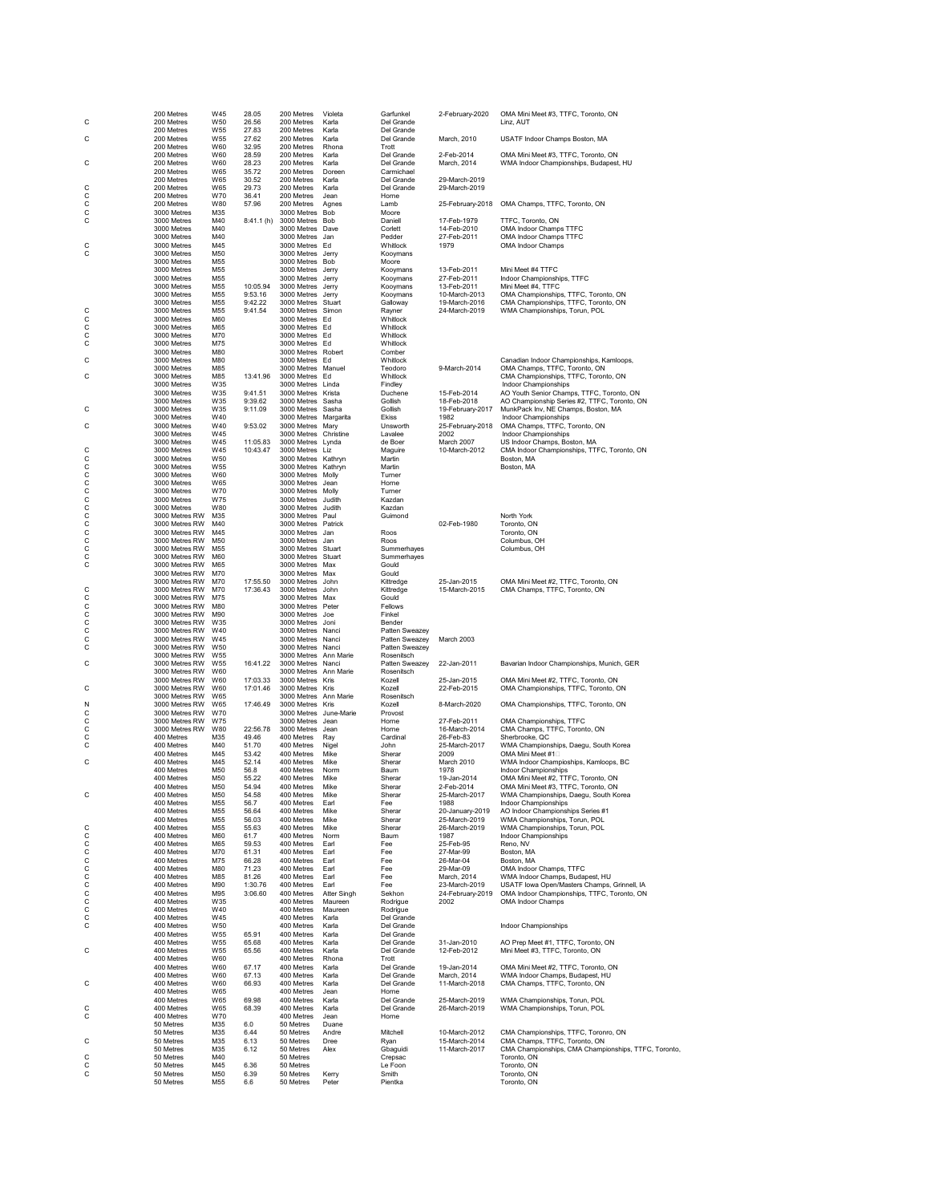| | | | | | | | | |
|---|---|---|---|---|---|---|---|---|
| | 200 Metres | W45 | 28.05 | 200 Metres | Violeta | Garfunkel | 2-February-2020 | OMA Mini Meet #3, TTFC, Toronto, ON |
| C | 200 Metres | W50 | 26.56 | 200 Metres | Karla | Del Grande | | Linz, AUT |
| | 200 Metres | W55 | 27.83 | 200 Metres | Karla | Del Grande | | |
| C | 200 Metres | W55 | 27.62 | 200 Metres | Karla | Del Grande | March, 2010 | USATF Indoor Champs Boston, MA |
| | 200 Metres | W60 | 32.95 | 200 Metres | Rhona | Trott | | |
| | 200 Metres | W60 | 28.59 | 200 Metres | Karla | Del Grande | 2-Feb-2014 | OMA Mini Meet #3, TTFC, Toronto, ON |
| C | 200 Metres | W60 | 28.23 | 200 Metres | Karla | Del Grande | March, 2014 | WMA Indoor Championships, Budapest, HU |
| | 200 Metres | W65 | 35.72 | 200 Metres | Doreen | Carmichael | | |
| | 200 Metres | W65 | 30.52 | 200 Metres | Karla | Del Grande | 29-March-2019 | |
| C | 200 Metres | W65 | 29.73 | 200 Metres | Karla | Del Grande | 29-March-2019 | |
| C | 200 Metres | W70 | 36.41 | 200 Metres | Jean | Horne | | |
| C | 200 Metres | W80 | 57.96 | 200 Metres | Agnes | Lamb | 25-February-2018 | OMA Champs, TTFC, Toronto, ON |
| C | 3000 Metres | M35 | | 3000 Metres | Bob | Moore | | |
| C | 3000 Metres | M40 | 8:41.1 (h) | 3000 Metres | Bob | Daniell | 17-Feb-1979 | TTFC, Toronto, ON |
| | 3000 Metres | M40 | | 3000 Metres | Dave | Corlett | 14-Feb-2010 | OMA Indoor Champs TTFC |
| | 3000 Metres | M40 | | 3000 Metres | Jan | Pedder | 27-Feb-2011 | OMA Indoor Champs TTFC |
| C | 3000 Metres | M45 | | 3000 Metres | Ed | Whitlock | 1979 | OMA Indoor Champs |
| C | 3000 Metres | M50 | | 3000 Metres | Jerry | Kooymans | | |
| | 3000 Metres | M55 | | 3000 Metres | Bob | Moore | | |
| | 3000 Metres | M55 | | 3000 Metres | Jerry | Kooymans | 13-Feb-2011 | Mini Meet #4 TTFC |
| | 3000 Metres | M55 | | 3000 Metres | Jerry | Kooymans | 27-Feb-2011 | Indoor Championships, TTFC |
| | 3000 Metres | M55 | 10:05.94 | 3000 Metres | Jerry | Kooymans | 13-Feb-2011 | Mini Meet #4, TTFC |
| | 3000 Metres | M55 | 9:53.16 | 3000 Metres | Jerry | Kooymans | 10-March-2013 | OMA Championships, TTFC, Toronto, ON |
| | 3000 Metres | M55 | 9:42.22 | 3000 Metres | Stuart | Galloway | 19-March-2016 | CMA Championships, TTFC, Toronto, ON |
| C | 3000 Metres | M55 | 9:41.54 | 3000 Metres | Simon | Rayner | 24-March-2019 | WMA Championships, Torun, POL |
| C | 3000 Metres | M60 | | 3000 Metres | Ed | Whitlock | | |
| C | 3000 Metres | M65 | | 3000 Metres | Ed | Whitlock | | |
| C | 3000 Metres | M70 | | 3000 Metres | Ed | Whitlock | | |
| C | 3000 Metres | M75 | | 3000 Metres | Ed | Whitlock | | |
| | 3000 Metres | M80 | | 3000 Metres | Robert | Comber | | |
| C | 3000 Metres | M80 | | 3000 Metres | Ed | Whitlock | | Canadian Indoor Championships, Kamloops, |
| | 3000 Metres | M85 | | 3000 Metres | Manuel | Teodoro | 9-March-2014 | OMA Champs, TTFC, Toronto, ON |
| C | 3000 Metres | M85 | 13:41.96 | 3000 Metres | Ed | Whitlock | | CMA Championships, TTFC, Toronto, ON |
| | 3000 Metres | W35 | | 3000 Metres | Linda | Findley | | Indoor Championships |
| | 3000 Metres | W35 | 9:41.51 | 3000 Metres | Krista | Duchene | 15-Feb-2014 | AO Youth Senior Champs, TTFC, Toronto, ON |
| | 3000 Metres | W35 | 9:39.62 | 3000 Metres | Sasha | Gollish | 18-Feb-2018 | AO Championship Series #2, TTFC, Toronto, ON |
| C | 3000 Metres | W35 | 9:11.09 | 3000 Metres | Sasha | Gollish | 19-February-2017 | MunkPack Inv, NE Champs, Boston, MA |
| | 3000 Metres | W40 | | 3000 Metres | Margarita | Ekiss | 1982 | Indoor Championships |
| C | 3000 Metres | W40 | 9:53.02 | 3000 Metres | Mary | Unsworth | 25-February-2018 | OMA Champs, TTFC, Toronto, ON |
| | 3000 Metres | W45 | | 3000 Metres | Christine | Lavalee | 2002 | Indoor Championships |
| | 3000 Metres | W45 | 11:05.83 | 3000 Metres | Lynda | de Boer | March 2007 | US Indoor Champs, Boston, MA |
| C | 3000 Metres | W45 | 10:43.47 | 3000 Metres | Liz | Maguire | 10-March-2012 | CMA Indoor Championships, TTFC, Toronto, ON |
| C | 3000 Metres | W50 | | 3000 Metres | Kathryn | Martin | | Boston, MA |
| C | 3000 Metres | W55 | | 3000 Metres | Kathryn | Martin | | Boston, MA |
| C | 3000 Metres | W60 | | 3000 Metres | Molly | Turner | | |
| C | 3000 Metres | W65 | | 3000 Metres | Jean | Horne | | |
| C | 3000 Metres | W70 | | 3000 Metres | Molly | Turner | | |
| C | 3000 Metres | W75 | | 3000 Metres | Judith | Kazdan | | |
| C | 3000 Metres | W80 | | 3000 Metres | Judith | Kazdan | | |
| C | 3000 Metres RW | M35 | | 3000 Metres | Paul | Guimond | | North York |
| C | 3000 Metres RW | M40 | | 3000 Metres | Patrick | | 02-Feb-1980 | Toronto, ON |
| C | 3000 Metres RW | M45 | | 3000 Metres | Jan | Roos | | Toronto, ON |
| C | 3000 Metres RW | M50 | | 3000 Metres | Jan | Roos | | Columbus, OH |
| C | 3000 Metres RW | M55 | | 3000 Metres | Stuart | Summerhayes | | Columbus, OH |
| C | 3000 Metres RW | M60 | | 3000 Metres | Stuart | Summerhayes | | |
| C | 3000 Metres RW | M65 | | 3000 Metres | Max | Gould | | |
| | 3000 Metres RW | M70 | | 3000 Metres | Max | Gould | | |
| | 3000 Metres RW | M70 | 17:55.50 | 3000 Metres | John | Kittredge | 25-Jan-2015 | OMA Mini Meet #2, TTFC, Toronto, ON |
| C | 3000 Metres RW | M70 | 17:36.43 | 3000 Metres | John | Kittredge | 15-March-2015 | CMA Champs, TTFC, Toronto, ON |
| C | 3000 Metres RW | M75 | | 3000 Metres | Max | Gould | | |
| C | 3000 Metres RW | M80 | | 3000 Metres | Peter | Fellows | | |
| C | 3000 Metres RW | M90 | | 3000 Metres | Joe | Finkel | | |
| C | 3000 Metres RW | W35 | | 3000 Metres | Joni | Bender | | |
| C | 3000 Metres RW | W40 | | 3000 Metres | Nanci | Patten Sweazey | | |
| C | 3000 Metres RW | W45 | | 3000 Metres | Nanci | Patten Sweazey | March 2003 | |
| C | 3000 Metres RW | W50 | | 3000 Metres | Nanci | Patten Sweazey | | |
| | 3000 Metres RW | W55 | | 3000 Metres | Ann Marie | Rosenitsch | | |
| C | 3000 Metres RW | W55 | 16:41.22 | 3000 Metres | Nanci | Patten Sweazey | 22-Jan-2011 | Bavarian Indoor Championships, Munich, GER |
| | 3000 Metres RW | W60 | | 3000 Metres | Ann Marie | Rosenitsch | | |
| | 3000 Metres RW | W60 | 17:03.33 | 3000 Metres | Kris | Kozell | 25-Jan-2015 | OMA Mini Meet #2, TTFC, Toronto, ON |
| C | 3000 Metres RW | W60 | 17:01.46 | 3000 Metres | Kris | Kozell | 22-Feb-2015 | OMA Championships, TTFC, Toronto, ON |
| | 3000 Metres RW | W65 | | 3000 Metres | Ann Marie | Rosenitsch | | |
| N | 3000 Metres RW | W65 | 17:46.49 | 3000 Metres | Kris | Kozell | 8-March-2020 | OMA Championships, TTFC, Toronto, ON |
| C | 3000 Metres RW | W70 | | 3000 Metres | June-Marie | Provost | | |
| C | 3000 Metres RW | W75 | | 3000 Metres | Jean | Horne | 27-Feb-2011 | OMA Championships, TTFC |
| C | 3000 Metres RW | W80 | 22:56.78 | 3000 Metres | Jean | Horne | 16-March-2014 | CMA Champs, TTFC, Toronto, ON |
| C | 400 Metres | M35 | 49.46 | 400 Metres | Ray | Cardinal | 26-Feb-83 | Sherbrooke, QC |
| C | 400 Metres | M40 | 51.70 | 400 Metres | Nigel | John | 25-March-2017 | WMA Championships, Daegu, South Korea |
| | 400 Metres | M45 | 53.42 | 400 Metres | Mike | Sherar | 2009 | OMA Mini Meet #1 |
| C | 400 Metres | M45 | 52.14 | 400 Metres | Mike | Sherar | March 2010 | WMA Indoor Champioships, Kamloops, BC |
| | 400 Metres | M50 | 56.8 | 400 Metres | Norm | Baum | 1978 | Indoor Championships |
| | 400 Metres | M50 | 55.22 | 400 Metres | Mike | Sherar | 19-Jan-2014 | OMA Mini Meet #2, TTFC, Toronto, ON |
| | 400 Metres | M50 | 54.94 | 400 Metres | Mike | Sherar | 2-Feb-2014 | OMA Mini Meet #3, TTFC, Toronto, ON |
| C | 400 Metres | M50 | 54.58 | 400 Metres | Mike | Sherar | 25-March-2017 | WMA Championships, Daegu, South Korea |
| | 400 Metres | M55 | 56.7 | 400 Metres | Earl | Fee | 1988 | Indoor Championships |
| | 400 Metres | M55 | 56.64 | 400 Metres | Mike | Sherar | 20-January-2019 | AO Indoor Championships Series #1 |
| | 400 Metres | M55 | 56.03 | 400 Metres | Mike | Sherar | 25-March-2019 | WMA Championships, Torun, POL |
| C | 400 Metres | M55 | 55.63 | 400 Metres | Mike | Sherar | 26-March-2019 | WMA Championships, Torun, POL |
| C | 400 Metres | M60 | 61.7 | 400 Metres | Norm | Baum | 1987 | Indoor Championships |
| C | 400 Metres | M65 | 59.53 | 400 Metres | Earl | Fee | 25-Feb-95 | Reno, NV |
| C | 400 Metres | M70 | 61.31 | 400 Metres | Earl | Fee | 27-Mar-99 | Boston, MA |
| C | 400 Metres | M75 | 66.28 | 400 Metres | Earl | Fee | 26-Mar-04 | Boston, MA |
| C | 400 Metres | M80 | 71.23 | 400 Metres | Earl | Fee | 29-Mar-09 | OMA Indoor Champs, TTFC |
| C | 400 Metres | M85 | 81.26 | 400 Metres | Earl | Fee | March, 2014 | WMA Indoor Champs, Budapest, HU |
| C | 400 Metres | M90 | 1:30.76 | 400 Metres | Earl | Fee | 23-March-2019 | USATF Iowa Open/Masters Champs, Grinnell, IA |
| C | 400 Metres | M95 | 3:06.60 | 400 Metres | Atter Singh | Sekhon | 24-February-2019 | OMA Indoor Championships, TTFC, Toronto, ON |
| C | 400 Metres | W35 | | 400 Metres | Maureen | Rodrigue | 2002 | OMA Indoor Champs |
| C | 400 Metres | W40 | | 400 Metres | Maureen | Rodrigue | | |
| C | 400 Metres | W45 | | 400 Metres | Karla | Del Grande | | |
| C | 400 Metres | W50 | | 400 Metres | Karla | Del Grande | | Indoor Championships |
| | 400 Metres | W55 | 65.91 | 400 Metres | Karla | Del Grande | | |
| | 400 Metres | W55 | 65.68 | 400 Metres | Karla | Del Grande | 31-Jan-2010 | AO Prep Meet #1, TTFC, Toronto, ON |
| C | 400 Metres | W55 | 65.56 | 400 Metres | Karla | Del Grande | 12-Feb-2012 | Mini Meet #3, TTFC, Toronto, ON |
| | 400 Metres | W60 | | 400 Metres | Rhona | Trott | | |
| | 400 Metres | W60 | 67.17 | 400 Metres | Karla | Del Grande | 19-Jan-2014 | OMA Mini Meet #2, TTFC, Toronto, ON |
| | 400 Metres | W60 | 67.13 | 400 Metres | Karla | Del Grande | March, 2014 | WMA Indoor Champs, Budapest, HU |
| C | 400 Metres | W60 | 66.93 | 400 Metres | Karla | Del Grande | 11-March-2018 | CMA Champs, TTFC, Toronto, ON |
| | 400 Metres | W65 | | 400 Metres | Jean | Horne | | |
| | 400 Metres | W65 | 69.98 | 400 Metres | Karla | Del Grande | 25-March-2019 | WMA Championships, Torun, POL |
| C | 400 Metres | W65 | 68.39 | 400 Metres | Karla | Del Grande | 26-March-2019 | WMA Championships, Torun, POL |
| C | 400 Metres | W70 | | 400 Metres | Jean | Horne | | |
| | 50 Metres | M35 | 6.0 | 50 Metres | Duane | | | |
| | 50 Metres | M35 | 6.44 | 50 Metres | Andre | Mitchell | 10-March-2012 | CMA Championships, TTFC, Toronro, ON |
| C | 50 Metres | M35 | 6.13 | 50 Metres | Dree | Ryan | 15-March-2014 | CMA Champs, TTFC, Toronto, ON |
| | 50 Metres | M35 | 6.12 | 50 Metres | Alex | Gbaguidi | 11-March-2017 | CMA Championships, CMA Championships, TTFC, Toronto, |
| C | 50 Metres | M40 | | 50 Metres | | Crepsac | | Toronto, ON |
| C | 50 Metres | M45 | 6.36 | 50 Metres | | Le Foon | | Toronto, ON |
| C | 50 Metres | M50 | 6.39 | 50 Metres | Kerry | Smith | | Toronto, ON |
| | 50 Metres | M55 | 6.6 | 50 Metres | Peter | Pientka | | Toronto, ON |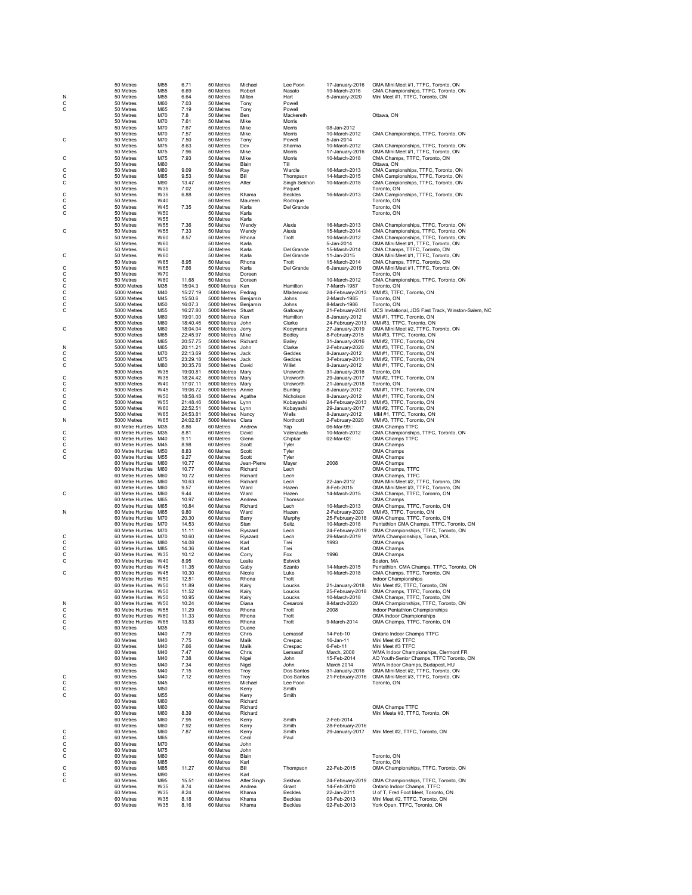|  | 50 Metres | M55 | 6.71 | 50 Metres | Michael | Lee Foon | 17-January-2016 | OMA Mini Meet #1, TTFC, Toronto, ON |
|---|---|---|---|---|---|---|---|---|
|  | 50 Metres | M55 | 6.69 | 50 Metres | Robert | Nasato | 19-March-2016 | CMA Championships, TTFC, Toronto, ON |
| N | 50 Metres | M55 | 6.64 | 50 Metres | Milton | Hart | 5-January-2020 | Mini Meet #1, TTFC, Toronto, ON |
| C | 50 Metres | M60 | 7.03 | 50 Metres | Tony | Powell |  |  |
| C | 50 Metres | M65 | 7.19 | 50 Metres | Tony | Powell |  |  |
|  | 50 Metres | M70 | 7.8 | 50 Metres | Ben | Mackereth |  | Ottawa, ON |
|  | 50 Metres | M70 | 7.61 | 50 Metres | Mike | Morris |  |  |
|  | 50 Metres | M70 | 7.67 | 50 Metres | Mike | Morris | 08-Jan-2012 |  |
|  | 50 Metres | M70 | 7.57 | 50 Metres | Mike | Morris | 10-March-2012 | CMA Championships, TTFC, Toronto, ON |
| C | 50 Metres | M70 | 7.50 | 50 Metres | Tony | Powell | 5-Jan-2014 |  |
|  | 50 Metres | M75 | 8.63 | 50 Metres | Dev | Sharma | 10-March-2012 | CMA Championships, TTFC, Toronto, ON |
|  | 50 Metres | M75 | 7.96 | 50 Metres | Mike | Morris | 17-January-2016 | OMA Mini Meet #1, TTFC, Toronto, ON |
| C | 50 Metres | M75 | 7.93 | 50 Metres | Mike | Morris | 10-March-2018 | CMA Champs, TTFC, Toronto, ON |
|  | 50 Metres | M80 |  | 50 Metres | Blain | Till |  | Ottawa, ON |
| C | 50 Metres | M80 | 9.09 | 50 Metres | Ray | Wardle | 16-March-2013 | CMA Campionships, TTFC, Toronto, ON |
| C | 50 Metres | M85 | 9.53 | 50 Metres | Bill | Thompson | 14-March-2015 | CMA Campionships, TTFC, Toronto, ON |
| C | 50 Metres | M90 | 13.47 | 50 Metres | Atter | Singh Sekhon | 10-March-2018 | CMA Campionships, TTFC, Toronto, ON |
|  | 50 Metres | W35 | 7.02 | 50 Metres |  | Paquet |  | Toronto, ON |
| C | 50 Metres | W35 | 6.88 | 50 Metres | Khama | Beckles | 16-March-2013 | CMA Campionships, TTFC, Toronto, ON |
| C | 50 Metres | W40 |  | 50 Metres | Maureen | Rodrique |  | Toronto, ON |
| C | 50 Metres | W45 | 7.35 | 50 Metres | Karla | Del Grande |  | Toronto, ON |
| C | 50 Metres | W50 |  | 50 Metres | Karla |  |  | Toronto, ON |
|  | 50 Metres | W55 |  | 50 Metres | Karla |  |  |  |
|  | 50 Metres | W55 | 7.36 | 50 Metres | Wendy | Alexis | 16-March-2013 | CMA Championships, TTFC, Toronto, ON |
| C | 50 Metres | W55 | 7.33 | 50 Metres | Wendy | Alexis | 15-March-2014 | CMA Championships, TTFC, Toronto, ON |
|  | 50 Metres | W60 | 8.57 | 50 Metres | Rhona | Trott | 10-March-2012 | CMA Championships, TTFC, Toronto, ON |
|  | 50 Metres | W60 |  | 50 Metres | Karla |  | 5-Jan-2014 | OMA Mini Meet #1, TTFC, Toronto, ON |
|  | 50 Metres | W60 |  | 50 Metres | Karla | Del Grande | 15-March-2014 | CMA Champs, TTFC, Toronto, ON |
| C | 50 Metres | W60 |  | 50 Metres | Karla | Del Grande | 11-Jan-2015 | OMA Mini Meet #1, TTFC, Toronto, ON |
|  | 50 Metres | W65 | 8.95 | 50 Metres | Rhona | Trott | 15-March-2014 | CMA Champs, TTFC, Toronto, ON |
| C | 50 Metres | W65 | 7.66 | 50 Metres | Karla | Del Grande | 6-January-2019 | OMA Mini Meet #1, TTFC, Toronto, ON |
| C | 50 Metres | W70 |  | 50 Metres | Doreen |  |  | Toronto, ON |
| C | 50 Metres | W80 | 11.68 | 50 Metres | Doreen |  | 10-March-2012 | CMA Championships, TTFC, Toronto, ON |
| C | 5000 Metres | M35 | 15:04.3 | 5000 Metres | Ken | Hamilton | 7-March-1987 | Toronto, ON |
| C | 5000 Metres | M40 | 15:27.19 | 5000 Metres | Pedrag | Mladenovic | 24-February-2013 | MM #3, TTFC, Toronto, ON |
| C | 5000 Metres | M45 | 15:50.6 | 5000 Metres | Benjamin | Johns | 2-March-1985 | Toronto, ON |
| C | 5000 Metres | M50 | 16:07.3 | 5000 Metres | Benjamin | Johns | 8-March-1986 | Toronto, ON |
| C | 5000 Metres | M55 | 16:27.80 | 5000 Metres | Stuart | Galloway | 21-February-2016 | UCS Invitational, JDS Fast Track, Winston-Salem, NC |
|  | 5000 Metres | M60 | 19:01.00 | 5000 Metres | Ken | Hamilton | 8-January-2012 | MM #1, TTFC, Toronto, ON |
|  | 5000 Metres | M60 | 18:40.46 | 5000 Metres | John | Clarke | 24-February-2013 | MM #3, TTFC, Toronto, ON |
| C | 5000 Metres | M60 | 18:04.04 | 5000 Metres | Jerry | Kooymans | 27-January-2019 | OMA Mini Meet #2, TTFC, Toronto, ON |
|  | 5000 Metres | M65 | 22:45.97 | 5000 Metres | Mike | Bedley | 8-February-2015 | MM #3, TTFC, Toronto, ON |
|  | 5000 Metres | M65 | 20:57.75 | 5000 Metres | Richard | Bailey | 31-January-2016 | MM #2, TTFC, Toronto, ON |
| N | 5000 Metres | M65 | 20:11.21 | 5000 Metres | John | Clarke | 2-February-2020 | MM #3, TTFC, Toronto, ON |
| C | 5000 Metres | M70 | 22:13.69 | 5000 Metres | Jack | Geddes | 8-January-2012 | MM #1, TTFC, Toronto, ON |
| C | 5000 Metres | M75 | 23:29.18 | 5000 Metres | Jack | Geddes | 3-February-2013 | MM #2, TTFC, Toronto, ON |
| C | 5000 Metres | M80 | 30:35.78 | 5000 Metres | David | Willet | 8-January-2012 | MM #1, TTFC, Toronto, ON |
|  | 5000 Metres | W35 | 19:00.81 | 5000 Metres | Mary | Unsworth | 31-January-2016 | MM #2, TTFC, Toronto, ON |
| C | 5000 Metres | W35 | 18:24.42 | 5000 Metres | Mary | Unsworth | 29-January-2017 | MM #2, TTFC, Toronto, ON |
| C | 5000 Metres | W40 | 17:07.11 | 5000 Metres | Mary | Unsworth | 21-January-2018 | Toronto, ON |
| C | 5000 Metres | W45 | 19:06.72 | 5000 Metres | Annie | Bunting | 8-January-2012 | MM #1, TTFC, Toronto, ON |
| C | 5000 Metres | W50 | 18:58.48 | 5000 Metres | Agathe | Nicholson | 8-January-2012 | MM #1, TTFC, Toronto, ON |
| C | 5000 Metres | W55 | 21:48.46 | 5000 Metres | Lynn | Kobayashi | 24-February-2013 | MM #3, TTFC, Toronto, ON |
| C | 5000 Metres | W60 | 22:52.51 | 5000 Metres | Lynn | Kobayashi | 29-January-2017 | MM #2, TTFC, Toronto, ON |
|  | 5000 Metres | W65 | 24:53.81 | 5000 Metres | Nancy | Wells | 8-January-2012 | MM #1, TTFC, Toronto, ON |
| N | 5000 Metres | W65 | 24:02.87 | 5000 Metres | Clara | Northcott | 2-February-2020 | MM #3, TTFC, Toronto, ON |
|  | 60 Metre Hurdles | M35 | 8.86 | 60 Metres | Andrew | Yap | 06-Mar-99 | OMA Champs TTFC |
| C | 60 Metre Hurdles | M35 | 8.81 | 60 Metres | David | Valenzuela | 10-March-2012 | CMA Championships, TTFC, Toronto, ON |
| C | 60 Metre Hurdles | M40 | 9.11 | 60 Metres | Glenn | Chipkar | 02-Mar-02 | OMA Champs TTFC |
| C | 60 Metre Hurdles | M45 | 8.98 | 60 Metres | Scott | Tyler |  | OMA Champs |
| C | 60 Metre Hurdles | M50 | 8.83 | 60 Metres | Scott | Tyler |  | OMA Champs |
| C | 60 Metre Hurdles | M55 | 9.27 | 60 Metres | Scott | Tyler |  | OMA Champs |
|  | 60 Metre Hurdles | M60 | 10.77 | 60 Metres | Jean-Pierre | Mayer | 2008 | OMA Champs |
|  | 60 Metre Hurdles | M60 | 10.77 | 60 Metres | Richard | Lech |  | OMA Champs, TTFC |
|  | 60 Metre Hurdles | M60 | 10.72 | 60 Metres | Richard | Lech |  | OMA Champs, TTFC |
|  | 60 Metre Hurdles | M60 | 10.63 | 60 Metres | Richard | Lech | 22-Jan-2012 | OMA Mini Meet #2, TTFC, Toronro, ON |
|  | 60 Metre Hurdles | M60 | 9.57 | 60 Metres | Ward | Hazen | 8-Feb-2015 | OMA Mini Meet #3, TTFC, Toronro, ON |
| C | 60 Metre Hurdles | M60 | 9.44 | 60 Metres | Ward | Hazen | 14-March-2015 | CMA Champs, TTFC, Toronro, ON |
|  | 60 Metre Hurdles | M65 | 10.97 | 60 Metres | Andrew | Thomson |  | OMA Champs |
|  | 60 Metre Hurdles | M65 | 10.84 | 60 Metres | Richard | Lech | 10-March-2013 | OMA Champs, TTFC, Toronto, ON |
| N | 60 Metre Hurdles | M65 | 9.80 | 60 Metres | Ward | Hazen | 2-February-2020 | MM #3, TTFC, Toronto, ON |
|  | 60 Metre Hurdles | M70 | 20.30 | 60 Metres | Barry | Murphy | 25-February-2018 | OMA Champs, TTFC, Toronto, ON |
|  | 60 Metre Hurdles | M70 | 14.53 | 60 Metres | Stan | Seitz | 10-March-2018 | Pentathlon CMA Champs, TTFC, Toronto, ON |
|  | 60 Metre Hurdles | M70 | 11.11 | 60 Metres | Ryszard | Lech | 24-February-2019 | OMA Championships, TTFC, Toronto, ON |
| C | 60 Metre Hurdles | M70 | 10.60 | 60 Metres | Ryszard | Lech | 29-March-2019 | WMA Championships, Torun, POL |
| C | 60 Metre Hurdles | M80 | 14.08 | 60 Metres | Karl | Trei | 1993 | OMA Champs |
| C | 60 Metre Hurdles | M85 | 14.36 | 60 Metres | Karl | Trei |  | OMA Champs |
| C | 60 Metre Hurdles | W35 | 10.12 | 60 Metres | Corry | Fox | 1996 | OMA Champs |
| C | 60 Metre Hurdles | W40 | 8.95 | 60 Metres | Leslie | Estwick |  | Boston, MA |
|  | 60 Metre Hurdles | W45 | 11.35 | 60 Metres | Gaby | Szanto | 14-March-2015 | Pentathlon, CMA Champs, TTFC, Toronto, ON |
| C | 60 Metre Hurdles | W45 | 10.30 | 60 Metres | Nicole | Luke | 10-March-2018 | CMA Champs, TTFC, Toronto, ON |
|  | 60 Metre Hurdles | W50 | 12.51 | 60 Metres | Rhona | Trott |  | Indoor Championships |
|  | 60 Metre Hurdles | W50 | 11.89 | 60 Metres | Kairy | Loucks | 21-January-2018 | Mini Meet #2, TTFC, Toronto, ON |
|  | 60 Metre Hurdles | W50 | 11.52 | 60 Metres | Kairy | Loucks | 25-February-2018 | OMA Champs, TTFC, Toronto, ON |
|  | 60 Metre Hurdles | W50 | 10.95 | 60 Metres | Kairy | Loucks | 10-March-2018 | CMA Champs, TTFC, Toronto, ON |
| N | 60 Metre Hurdles | W50 | 10.24 | 60 Metres | Diana | Cesaroni | 8-March-2020 | OMA Championships, TTFC, Toronto, ON |
| C | 60 Metre Hurdles | W55 | 11.29 | 60 Metres | Rhona | Trott | 2008 | Indoor Pentathlon Championships |
| C | 60 Metre Hurdles | W60 | 11.33 | 60 Metres | Rhona | Trott |  | OMA Indoor Championships |
| C | 60 Metre Hurdles | W65 | 13.83 | 60 Metres | Rhona | Trott | 9-March-2014 | OMA Champs, TTFC, Toronto, ON |
| C | 60 Metres | M35 |  | 60 Metres | Duane |  |  |  |
|  | 60 Metres | M40 | 7.79 | 60 Metres | Chris | Lemassif | 14-Feb-10 | Ontario Indoor Champs TTFC |
|  | 60 Metres | M40 | 7.75 | 60 Metres | Malik | Crespac | 16-Jan-11 | Mini Meet #2 TTFC |
|  | 60 Metres | M40 | 7.66 | 60 Metres | Malik | Crespac | 6-Feb-11 | Mini Meet #3 TTFC |
|  | 60 Metres | M40 | 7.47 | 60 Metres | Chris | Lemassif | March, 2008 | WMA Indoor Championships, Clermont FR |
|  | 60 Metres | M40 | 7.38 | 60 Metres | Nigel | John | 15-Feb-2014 | AO Youth-Senior Champs, TTFC Toronto, ON |
|  | 60 Metres | M40 | 7.34 | 60 Metres | Nigel | John | March 2014 | WMA Indoor Champs, Budapest, HU |
|  | 60 Metres | M40 | 7.15 | 60 Metres | Troy | Dos Santos | 31-January-2016 | OMA Mini Meet #2, TTFC, Toronto, ON |
| C | 60 Metres | M40 | 7.12 | 60 Metres | Troy | Dos Santos | 21-February-2016 | OMA Mini Meet #3, TTFC, Toronto, ON |
| C | 60 Metres | M45 |  | 60 Metres | Michael | Lee Foon |  | Toronto, ON |
| C | 60 Metres | M50 |  | 60 Metres | Kerry | Smith |  |  |
| C | 60 Metres | M55 |  | 60 Metres | Kerry | Smith |  |  |
|  | 60 Metres | M60 |  | 60 Metres | Richard |  |  |  |
|  | 60 Metres | M60 |  | 60 Metres | Richard |  |  | OMA Champs TTFC |
|  | 60 Metres | M60 | 8.39 | 60 Metres | Richard |  |  | Mini Meete #3, TTFC, Toronto, ON |
|  | 60 Metres | M60 | 7.95 | 60 Metres | Kerry | Smith | 2-Feb-2014 |  |
|  | 60 Metres | M60 | 7.92 | 60 Metres | Kerry | Smith | 28-February-2016 |  |
| C | 60 Metres | M60 | 7.87 | 60 Metres | Kerry | Smith | 29-January-2017 | Mini Meet #2, TTFC, Toronto, ON |
| C | 60 Metres | M65 |  | 60 Metres | Cecil | Paul |  |  |
| C | 60 Metres | M70 |  | 60 Metres | John |  |  |  |
| C | 60 Metres | M75 |  | 60 Metres | John |  |  |  |
| C | 60 Metres | M80 |  | 60 Metres | Blain |  |  | Toronto, ON |
|  | 60 Metres | M85 |  | 60 Metres | Karl |  |  | Toronto, ON |
| C | 60 Metres | M85 | 11.27 | 60 Metres | Bill | Thompson | 22-Feb-2015 | OMA Championships, TTFC, Toronto, ON |
| C | 60 Metres | M90 |  | 60 Metres | Karl |  |  |  |
| C | 60 Metres | M95 | 15.51 | 60 Metres | Atter Singh | Sekhon | 24-February-2019 | OMA Championships, TTFC, Toronto, ON |
|  | 60 Metres | W35 | 8.74 | 60 Metres | Andrea | Grant | 14-Feb-2010 | Ontario Indoor Champs, TTFC |
|  | 60 Metres | W35 | 8.24 | 60 Metres | Khama | Beckles | 22-Jan-2011 | U of T, Fred Foot Meet, Toronto, ON |
|  | 60 Metres | W35 | 8.18 | 60 Metres | Khama | Beckles | 03-Feb-2013 | Mini Meet #2, TTFC, Toronto, ON |
|  | 60 Metres | W35 | 8.16 | 60 Metres | Khama | Beckles | 02-Feb-2013 | York Open, TTFC, Toronto, ON |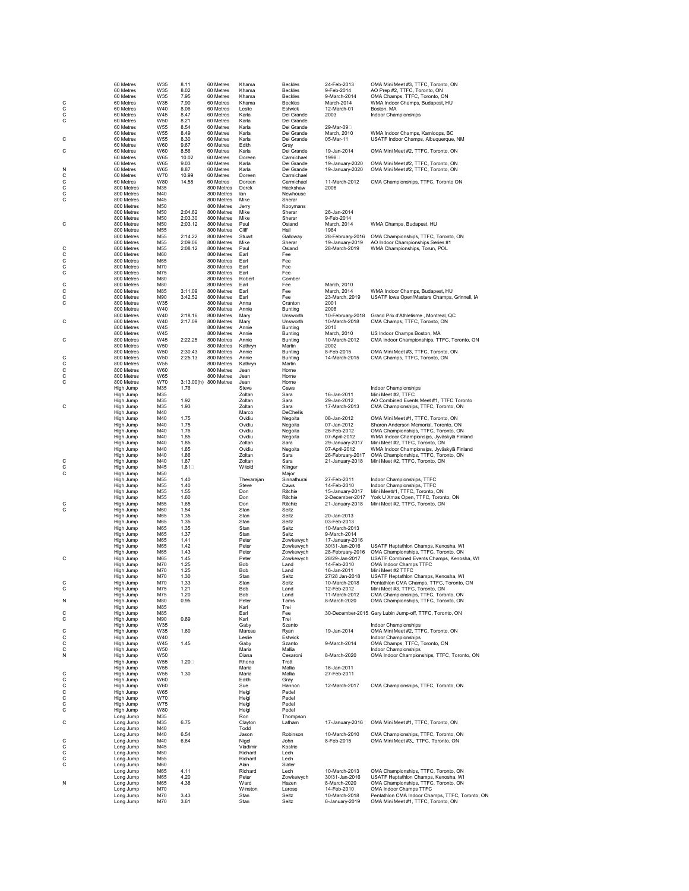| | | | | | | | | |
|---|---|---|---|---|---|---|---|---|
| | 60 Metres | W35 | 8.11 | 60 Metres | Khama | Beckles | 24-Feb-2013 | OMA Mini Meet #3, TTFC, Toronto, ON |
| | 60 Metres | W35 | 8.02 | 60 Metres | Khama | Beckles | 9-Feb-2014 | AO Prep #2, TTFC, Toronto, ON |
| | 60 Metres | W35 | 7.95 | 60 Metres | Khama | Beckles | 9-March-2014 | OMA Champs, TTFC, Toronto, ON |
| C | 60 Metres | W35 | 7.90 | 60 Metres | Khama | Beckles | March-2014 | WMA Indoor Champs, Budapest, HU |
| C | 60 Metres | W40 | 8.06 | 60 Metres | Leslie | Estwick | 12-March-01 | Boston, MA |
| C | 60 Metres | W45 | 8.47 | 60 Metres | Karla | Del Grande | 2003 | Indoor Championships |
| C | 60 Metres | W50 | 8.21 | 60 Metres | Karla | Del Grande | | |
| | 60 Metres | W55 | 8.54 | 60 Metres | Karla | Del Grande | 29-Mar-09 | |
| | 60 Metres | W55 | 8.49 | 60 Metres | Karla | Del Grande | March, 2010 | WMA Indoor Champs, Kamloops, BC |
| C | 60 Metres | W55 | 8.30 | 60 Metres | Karla | Del Grande | 05-Mar-11 | USATF Indoor Champs, Albuquerque, NM |
| | 60 Metres | W60 | 9.67 | 60 Metres | Edith | Gray | | |
| C | 60 Metres | W60 | 8.56 | 60 Metres | Karla | Del Grande | 19-Jan-2014 | OMA Mini Meet #2, TTFC, Toronto, ON |
| | 60 Metres | W65 | 10.02 | 60 Metres | Doreen | Carmichael | 1998 | |
| | 60 Metres | W65 | 9.03 | 60 Metres | Karla | Del Grande | 19-January-2020 | OMA Mini Meet #2, TTFC, Toronto, ON |
| N | 60 Metres | W65 | 8.87 | 60 Metres | Karla | Del Grande | 19-January-2020 | OMA Mini Meet #2, TTFC, Toronto, ON |
| C | 60 Metres | W70 | 10.99 | 60 Metres | Doreen | Carmichael | | |
| C | 60 Metres | W80 | 14.58 | 60 Metres | Doreen | Carmichael | 11-March-2012 | CMA Championships, TTFC, Toronto ON |
| C | 800 Metres | M35 | | 800 Metres | Derek | Hackshaw | 2006 | |
| C | 800 Metres | M40 | | 800 Metres | Ian | Newhouse | | |
| C | 800 Metres | M45 | | 800 Metres | Mike | Sherar | | |
| | 800 Metres | M50 | | 800 Metres | Jerry | Kooymans | | |
| | 800 Metres | M50 | 2:04.62 | 800 Metres | Mike | Sherar | 26-Jan-2014 | |
| | 800 Metres | M50 | 2:03.30 | 800 Metres | Mike | Sherar | 9-Feb-2014 | |
| C | 800 Metres | M50 | 2:03.12 | 800 Metres | Paul | Osland | March, 2014 | WMA Champs, Budapest, HU |
| | 800 Metres | M55 | | 800 Metres | Cliff | Hall | 1984 | |
| | 800 Metres | M55 | 2:14.22 | 800 Metres | Stuart | Galloway | 28-February-2016 | OMA Championships, TTFC, Toronto, ON |
| | 800 Metres | M55 | 2:09.06 | 800 Metres | Mike | Sherar | 19-January-2019 | AO Indoor Championships Series #1 |
| C | 800 Metres | M55 | 2:08.12 | 800 Metres | Paul | Osland | 28-March-2019 | WMA Championships, Torun, POL |
| C | 800 Metres | M60 | | 800 Metres | Earl | Fee | | |
| C | 800 Metres | M65 | | 800 Metres | Earl | Fee | | |
| C | 800 Metres | M70 | | 800 Metres | Earl | Fee | | |
| C | 800 Metres | M75 | | 800 Metres | Earl | Fee | | |
| | 800 Metres | M80 | | 800 Metres | Robert | Comber | | |
| C | 800 Metres | M80 | | 800 Metres | Earl | Fee | March, 2010 | |
| C | 800 Metres | M85 | 3:11.09 | 800 Metres | Earl | Fee | March, 2014 | WMA Indoor Champs, Budapest, HU |
| C | 800 Metres | M90 | 3:42.52 | 800 Metres | Earl | Fee | 23-March, 2019 | USATF Iowa Open/Masters Champs, Grinnell, IA |
| C | 800 Metres | W35 | | 800 Metres | Anna | Cranton | 2001 | |
| | 800 Metres | W40 | | 800 Metres | Annie | Bunting | 2008 | |
| | 800 Metres | W40 | 2:18.16 | 800 Metres | Mary | Unsworth | 10-February-2018 | Grand Prix d'Athletisme , Montreal, QC |
| C | 800 Metres | W40 | 2:17.09 | 800 Metres | Mary | Unsworth | 10-March-2018 | CMA Champs, TTFC, Toronto, ON |
| | 800 Metres | W45 | | 800 Metres | Annie | Bunting | 2010 | |
| | 800 Metres | W45 | | 800 Metres | Annie | Bunting | March, 2010 | US Indoor Champs Boston, MA |
| C | 800 Metres | W45 | 2:22.25 | 800 Metres | Annie | Bunting | 10-March-2012 | CMA Indoor Championships, TTFC, Toronto, ON |
| | 800 Metres | W50 | | 800 Metres | Kathryn | Martin | 2002 | |
| | 800 Metres | W50 | 2:30.43 | 800 Metres | Annie | Bunting | 8-Feb-2015 | OMA Mini Meet #3, TTFC, Toronto, ON |
| C | 800 Metres | W50 | 2:25.13 | 800 Metres | Annie | Bunting | 14-March-2015 | CMA Champs, TTFC, Toronto, ON |
| C | 800 Metres | W55 | | 800 Metres | Kathryn | Martin | | |
| C | 800 Metres | W60 | | 800 Metres | Jean | Horne | | |
| C | 800 Metres | W65 | | 800 Metres | Jean | Horne | | |
| C | 800 Metres | W70 | 3:13.00(h) | 800 Metres | Jean | Horne | | |
| | High Jump | M35 | 1.76 | | Steve | Caws | | Indoor Championships |
| | High Jump | M35 | | | Zoltan | Sara | 16-Jan-2011 | Mini Meet #2, TTFC |
| | High Jump | M35 | 1.92 | | Zoltan | Sara | 29-Jan-2012 | AO Combined Events Meet #1, TTFC Toronto |
| C | High Jump | M35 | 1.93 | | Zoltan | Sara | 17-March-2013 | CMA Championships, TTFC, Toronto, ON |
| | High Jump | M40 | | | Marco | DeChellis | | |
| | High Jump | M40 | 1.75 | | Ovidiu | Negoita | 08-Jan-2012 | OMA Mini Meet #1, TTFC, Toronto, ON |
| | High Jump | M40 | 1.75 | | Ovidiu | Negoita | 07-Jan-2012 | Sharon Anderson Memorial, Toronto, ON |
| | High Jump | M40 | 1.76 | | Ovidiu | Negoita | 26-Feb-2012 | OMA Championships, TTFC, Toronto, ON |
| | High Jump | M40 | 1.85 | | Ovidiu | Negoita | 07-April-2012 | WMA Indoor Championsips, Jyväskylä Finland |
| | High Jump | M40 | 1.85 | | Zoltan | Sara | 29-January-2017 | Mini Meet #2, TTFC, Toronto, ON |
| | High Jump | M40 | 1.85 | | Ovidiu | Negoita | 07-April-2012 | WMA Indoor Championsips, Jyväskylä Finland |
| | High Jump | M40 | 1.86 | | Zoltan | Sara | 26-February-2017 | OMA Championships, TTFC, Toronto, ON |
| C | High Jump | M40 | 1.87 | | Zoltan | Sara | 21-January-2018 | Mini Meet #2, TTFC, Toronto, ON |
| C | High Jump | M45 | 1.81 | | Witold | Klinger | | |
| C | High Jump | M50 | | | Major | | | |
| | High Jump | M55 | 1.40 | | Thevarajan | Sinnathurai | 27-Feb-2011 | Indoor Championships, TTFC |
| | High Jump | M55 | 1.40 | | Steve | Caws | 14-Feb-2010 | Indoor Championships, TTFC |
| | High Jump | M55 | 1.55 | | Don | Ritchie | 15-January-2017 | Mini Meet#1, TTFC, Toronto, ON |
| | High Jump | M55 | 1.60 | | Don | Ritchie | 2-December-2017 | York U Xmas Open, TTFC, Toronto, ON |
| C | High Jump | M55 | 1.65 | | Don | Ritchie | 21-January-2018 | Mini Meet #2, TTFC, Toronto, ON |
| C | High Jump | M60 | 1.54 | | Stan | Seitz | | |
| | High Jump | M65 | 1.35 | | Stan | Seitz | 20-Jan-2013 | |
| | High Jump | M65 | 1.35 | | Stan | Seitz | 03-Feb-2013 | |
| | High Jump | M65 | 1.35 | | Stan | Seitz | 10-March-2013 | |
| | High Jump | M65 | 1.37 | | Stan | Seitz | 9-March-2014 | |
| | High Jump | M65 | 1.41 | | Peter | Zowkewych | 17-January-2016 | |
| | High Jump | M65 | 1.42 | | Peter | Zowkewych | 30/31-Jan-2016 | USATF Heptathlon Champs, Kenosha, WI |
| | High Jump | M65 | 1.43 | | Peter | Zowkewych | 28-February-2016 | OMA Championships, TTFC, Toronto, ON |
| C | High Jump | M65 | 1.45 | | Peter | Zowkewych | 28/29-Jan-2017 | USATF Combined Events Champs, Kenosha, WI |
| | High Jump | M70 | 1.25 | | Bob | Land | 14-Feb-2010 | OMA Indoor Champs TTFC |
| | High Jump | M70 | 1.25 | | Bob | Land | 16-Jan-2011 | Mini Meet #2 TTFC |
| | High Jump | M70 | 1.30 | | Stan | Seitz | 27/28 Jan-2018 | USATF Heptathlon Champs, Kenosha, WI |
| C | High Jump | M70 | 1.33 | | Stan | Seitz | 10-March-2018 | Pentathlon CMA Champs, TTFC, Toronto, ON |
| C | High Jump | M75 | 1.21 | | Bob | Land | 12-Feb-2012 | Mini Meet #3, TTFC, Toronto, ON |
| | High Jump | M75 | 1.20 | | Bob | Land | 11-March-2012 | CMA Championships, TTFC, Toronto, ON |
| N | High Jump | M80 | 0.95 | | Peter | Tams | 8-March-2020 | OMA Championships, TTFC, Toronto, ON |
| | High Jump | M85 | | | Karl | Trei | | |
| C | High Jump | M85 | | | Earl | Fee | 30-December-2015 | Gary Lubin Jump-off, TTFC, Toronto, ON |
| C | High Jump | M90 | 0.89 | | Karl | Trei | | |
| | High Jump | W35 | | | Gaby | Szanto | | Indoor Championships |
| C | High Jump | W35 | 1.60 | | Maresa | Ryan | 19-Jan-2014 | OMA Mini Meet #2, TTFC, Toronto, ON |
| C | High Jump | W40 | | | Leslie | Estwick | | Indoor Championships |
| C | High Jump | W45 | 1.45 | | Gaby | Szanto | 9-March-2014 | OMA Champs, TTFC, Toronto, ON |
| C | High Jump | W50 | | | Maria | Mallia | | Indoor Championships |
| N | High Jump | W50 | | | Diana | Cesaroni | 8-March-2020 | OMA Indoor Championships, TTFC, Toronto, ON |
| | High Jump | W55 | 1.20 | | Rhona | Trott | | |
| | High Jump | W55 | | | Maria | Mallia | 16-Jan-2011 | |
| C | High Jump | W55 | 1.30 | | Maria | Mallia | 27-Feb-2011 | |
| C | High Jump | W60 | | | Edith | Gray | | |
| C | High Jump | W60 | | | Sue | Hannon | 12-March-2017 | CMA Championships, TTFC, Toronto, ON |
| C | High Jump | W65 | | | Helgi | Pedel | | |
| C | High Jump | W70 | | | Helgi | Pedel | | |
| C | High Jump | W75 | | | Helgi | Pedel | | |
| C | High Jump | W80 | | | Helgi | Pedel | | |
| | Long Jump | M35 | | | Ron | Thompson | | |
| C | Long Jump | M35 | 6.75 | | Clayton | Latham | 17-January-2016 | OMA Mini Meet #1, TTFC, Toronto, ON |
| | Long Jump | M40 | | | Todd | | | |
| | Long Jump | M40 | 6.54 | | Jason | Robinson | 10-March-2010 | CMA Championships, TTFC, Toronto, ON |
| C | Long Jump | M40 | 6.64 | | Nigel | John | 8-Feb-2015 | OMA Mini Meet #3,, TTFC, Toronto, ON |
| C | Long Jump | M45 | | | Vladimir | Kostric | | |
| C | Long Jump | M50 | | | Richard | Lech | | |
| C | Long Jump | M55 | | | Richard | Lech | | |
| C | Long Jump | M60 | | | Alan | Slater | | |
| | Long Jump | M65 | 4.11 | | Richard | Lech | 10-March-2013 | OMA Championships, TTFC, Toronto, ON |
| | Long Jump | M65 | 4.20 | | Peter | Zowkewych | 30/31-Jan-2016 | USATF Heptathlon Champs, Kenosha, WI |
| N | Long Jump | M65 | 4.38 | | Ward | Hazen | 8-March-2020 | OMA Championships, TTFC, Toronto, ON |
| | Long Jump | M70 | | | Winston | Larose | 14-Feb-2010 | OMA Indoor Champs TTFC |
| | Long Jump | M70 | 3.43 | | Stan | Seitz | 10-March-2018 | Pentathlon CMA Indoor Champs, TTFC, Toronto, ON |
| | Long Jump | M70 | 3.61 | | Stan | Seitz | 6-January-2019 | OMA Mini Meet #1, TTFC, Toronto, ON |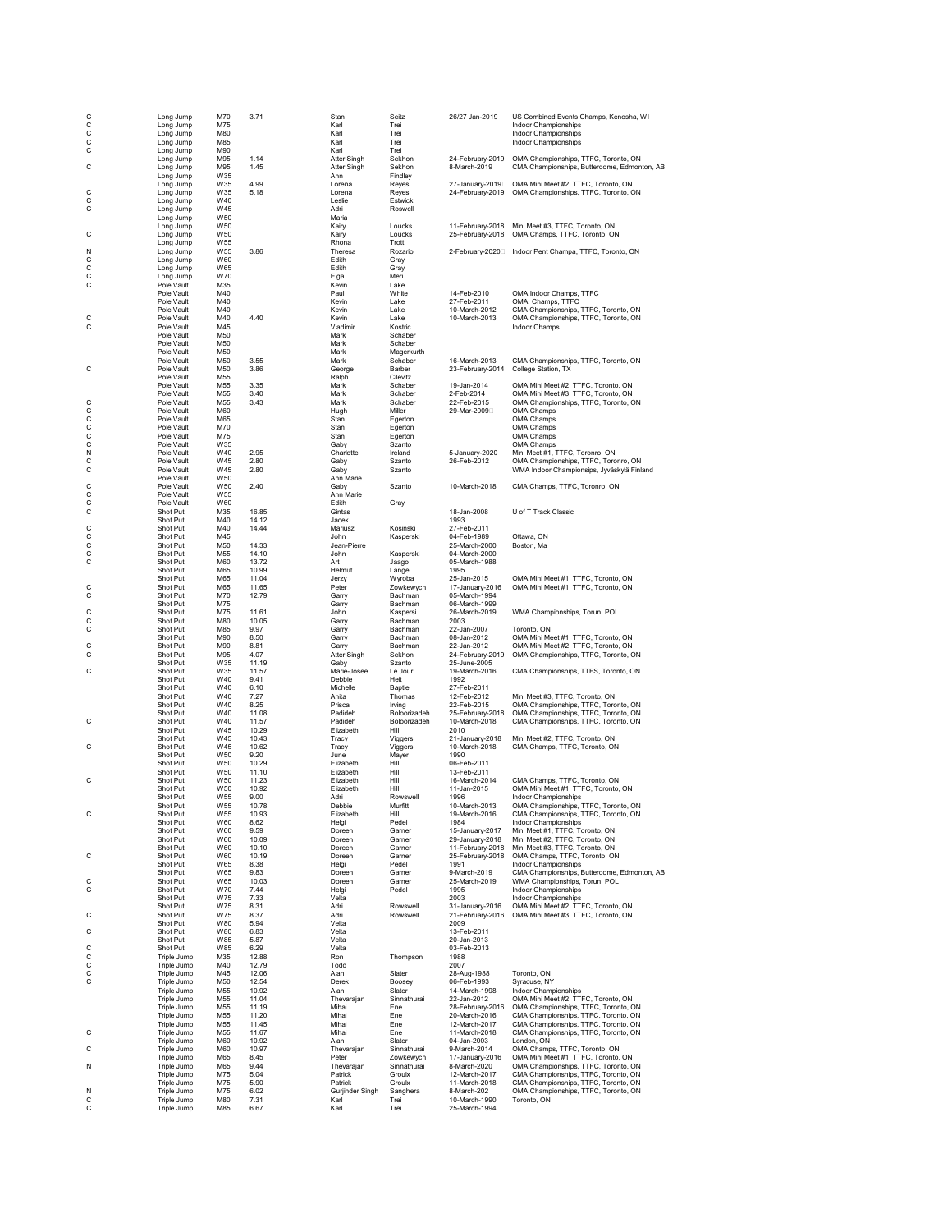| | | | | | | | |
|---|---|---|---|---|---|---|---|
| C | Long Jump | M70 | 3.71 | Stan | Seitz | 26/27 Jan-2019 | US Combined Events Champs, Kenosha, WI |
| C | Long Jump | M75 | | Karl | Trei | | Indoor Championships |
| C | Long Jump | M80 | | Karl | Trei | | Indoor Championships |
| C | Long Jump | M85 | | Karl | Trei | | Indoor Championships |
| C | Long Jump | M90 | | Karl | Trei | | |
| | Long Jump | M95 | 1.14 | Atter Singh | Sekhon | 24-February-2019 | OMA Championships, TTFC, Toronto, ON |
| C | Long Jump | M95 | 1.45 | Atter Singh | Sekhon | 8-March-2019 | CMA Championships, Butterdome, Edmonton, AB |
| | Long Jump | W35 | | Ann | Findley | | |
| | Long Jump | W35 | 4.99 | Lorena | Reyes | 27-January-2019 | OMA Mini Meet #2, TTFC, Toronto, ON |
| C | Long Jump | W35 | 5.18 | Lorena | Reyes | 24-February-2019 | OMA Championships, TTFC, Toronto, ON |
| C | Long Jump | W40 | | Leslie | Estwick | | |
| C | Long Jump | W45 | | Adri | Roswell | | |
| | Long Jump | W50 | | Maria | | | |
| | Long Jump | W50 | | Kairy | Loucks | 11-February-2018 | Mini Meet #3, TTFC, Toronto, ON |
| C | Long Jump | W50 | | Kairy | Loucks | 25-February-2018 | OMA Champs, TTFC, Toronto, ON |
| | Long Jump | W55 | | Rhona | Trott | | |
| N | Long Jump | W55 | 3.86 | Theresa | Rozario | 2-February-2020 | Indoor Pent Champa, TTFC, Toronto, ON |
| C | Long Jump | W60 | | Edith | Gray | | |
| C | Long Jump | W65 | | Edith | Gray | | |
| C | Long Jump | W70 | | Elga | Meri | | |
| C | Pole Vault | M35 | | Kevin | Lake | | |
| | Pole Vault | M40 | | Paul | White | 14-Feb-2010 | OMA Indoor Champs, TTFC |
| | Pole Vault | M40 | | Kevin | Lake | 27-Feb-2011 | OMA Champs, TTFC |
| | Pole Vault | M40 | | Kevin | Lake | 10-March-2012 | CMA Championships, TTFC, Toronto, ON |
| C | Pole Vault | M40 | 4.40 | Kevin | Lake | 10-March-2013 | OMA Championships, TTFC, Toronto, ON |
| C | Pole Vault | M45 | | Vladimir | Kostric | | Indoor Champs |
| | Pole Vault | M50 | | Mark | Schaber | | |
| | Pole Vault | M50 | | Mark | Schaber | | |
| | Pole Vault | M50 | | Mark | Magerkurth | | |
| | Pole Vault | M50 | 3.55 | Mark | Schaber | 16-March-2013 | CMA Championships, TTFC, Toronto, ON |
| C | Pole Vault | M50 | 3.86 | George | Barber | 23-February-2014 | College Station, TX |
| | Pole Vault | M55 | | Ralph | Clevitz | | |
| | Pole Vault | M55 | 3.35 | Mark | Schaber | 19-Jan-2014 | OMA Mini Meet #2, TTFC, Toronto, ON |
| | Pole Vault | M55 | 3.40 | Mark | Schaber | 2-Feb-2014 | OMA Mini Meet #3, TTFC, Toronto, ON |
| C | Pole Vault | M55 | 3.43 | Mark | Schaber | 22-Feb-2015 | OMA Championships, TTFC, Toronto, ON |
| C | Pole Vault | M60 | | Hugh | Miller | 29-Mar-2009 | OMA Champs |
| C | Pole Vault | M65 | | Stan | Egerton | | OMA Champs |
| C | Pole Vault | M70 | | Stan | Egerton | | OMA Champs |
| C | Pole Vault | M75 | | Stan | Egerton | | OMA Champs |
| C | Pole Vault | W35 | | Gaby | Szanto | | OMA Champs |
| N | Pole Vault | W40 | 2.95 | Charlotte | Ireland | 5-January-2020 | Mini Meet #1, TTFC, Toronro, ON |
| C | Pole Vault | W45 | 2.80 | Gaby | Szanto | 26-Feb-2012 | OMA Championships, TTFC, Toronro, ON |
| C | Pole Vault | W45 | 2.80 | Gaby | Szanto | | WMA Indoor Championsips, Jyväskylä Finland |
| | Pole Vault | W50 | | Ann Marie | | | |
| C | Pole Vault | W50 | 2.40 | Gaby | Szanto | 10-March-2018 | CMA Champs, TTFC, Toronro, ON |
| C | Pole Vault | W55 | | Ann Marie | | | |
| C | Pole Vault | W60 | | Edith | Gray | | |
| C | Shot Put | M35 | 16.85 | Gintas | | 18-Jan-2008 | U of T Track Classic |
| | Shot Put | M40 | 14.12 | Jacek | | 1993 | |
| C | Shot Put | M40 | 14.44 | Mariusz | Kosinski | 27-Feb-2011 | |
| C | Shot Put | M45 | | John | Kasperski | 04-Feb-1989 | Ottawa, ON |
| C | Shot Put | M50 | 14.33 | Jean-Pierre | | 25-March-2000 | Boston, Ma |
| C | Shot Put | M55 | 14.10 | John | Kasperski | 04-March-2000 | |
| C | Shot Put | M60 | 13.72 | Art | Jaago | 05-March-1988 | |
| | Shot Put | M65 | 10.99 | Helmut | Lange | 1995 | |
| | Shot Put | M65 | 11.04 | Jerzy | Wyroba | 25-Jan-2015 | OMA Mini Meet #1, TTFC, Toronto, ON |
| C | Shot Put | M65 | 11.65 | Peter | Zowkewych | 17-January-2016 | OMA Mini Meet #1, TTFC, Toronto, ON |
| C | Shot Put | M70 | 12.79 | Garry | Bachman | 05-March-1994 | |
| | Shot Put | M75 | | Garry | Bachman | 06-March-1999 | |
| C | Shot Put | M75 | 11.61 | John | Kaspersi | 26-March-2019 | WMA Championships, Torun, POL |
| C | Shot Put | M80 | 10.05 | Garry | Bachman | 2003 | |
| C | Shot Put | M85 | 9.97 | Garry | Bachman | 22-Jan-2007 | Toronto, ON |
| | Shot Put | M90 | 8.50 | Garry | Bachman | 08-Jan-2012 | OMA Mini Meet #1, TTFC, Toronto, ON |
| C | Shot Put | M90 | 8.81 | Garry | Bachman | 22-Jan-2012 | OMA Mini Meet #2, TTFC, Toronto, ON |
| C | Shot Put | M95 | 4.07 | Atter Singh | Sekhon | 24-February-2019 | OMA Championships, TTFC, Toronto, ON |
| | Shot Put | W35 | 11.19 | Gaby | Szanto | 25-June-2005 | |
| C | Shot Put | W35 | 11.57 | Marie-Josee | Le Jour | 19-March-2016 | CMA Championships, TTFS, Toronto, ON |
| | Shot Put | W40 | 9.41 | Debbie | Heit | 1992 | |
| | Shot Put | W40 | 6.10 | Michelle | Baptie | 27-Feb-2011 | |
| | Shot Put | W40 | 7.27 | Anita | Thomas | 12-Feb-2012 | Mini Meet #3, TTFC, Toronto, ON |
| | Shot Put | W40 | 8.25 | Prisca | Irving | 22-Feb-2015 | OMA Championships, TTFC, Toronto, ON |
| | Shot Put | W40 | 11.08 | Padideh | Boloorizadeh | 25-February-2018 | OMA Championships, TTFC, Toronto, ON |
| C | Shot Put | W40 | 11.57 | Padideh | Boloorizadeh | 10-March-2018 | CMA Championships, TTFC, Toronto, ON |
| | Shot Put | W45 | 10.29 | Elizabeth | Hill | 2010 | |
| | Shot Put | W45 | 10.43 | Tracy | Viggers | 21-January-2018 | Mini Meet #2, TTFC, Toronto, ON |
| C | Shot Put | W45 | 10.62 | Tracy | Viggers | 10-March-2018 | CMA Champs, TTFC, Toronto, ON |
| | Shot Put | W50 | 9.20 | June | Mayer | 1990 | |
| | Shot Put | W50 | 10.29 | Elizabeth | Hill | 06-Feb-2011 | |
| | Shot Put | W50 | 11.10 | Elizabeth | Hill | 13-Feb-2011 | |
| C | Shot Put | W50 | 11.23 | Elizabeth | Hill | 16-March-2014 | CMA Champs, TTFC, Toronto, ON |
| | Shot Put | W50 | 10.92 | Elizabeth | Hill | 11-Jan-2015 | OMA Mini Meet #1, TTFC, Toronto, ON |
| | Shot Put | W55 | 9.00 | Adri | Rowswell | 1996 | Indoor Championships |
| | Shot Put | W55 | 10.78 | Debbie | Murfitt | 10-March-2013 | OMA Championships, TTFC, Toronto, ON |
| C | Shot Put | W55 | 10.93 | Elizabeth | Hill | 19-March-2016 | CMA Championships, TTFC, Toronto, ON |
| | Shot Put | W60 | 8.62 | Helgi | Pedel | 1984 | Indoor Championships |
| | Shot Put | W60 | 9.59 | Doreen | Garner | 15-January-2017 | Mini Meet #1, TTFC, Toronto, ON |
| | Shot Put | W60 | 10.09 | Doreen | Garner | 29-January-2018 | Mini Meet #2, TTFC, Toronto, ON |
| | Shot Put | W60 | 10.10 | Doreen | Garner | 11-February-2018 | Mini Meet #3, TTFC, Toronto, ON |
| C | Shot Put | W60 | 10.19 | Doreen | Garner | 25-February-2018 | OMA Champs, TTFC, Toronto, ON |
| | Shot Put | W65 | 8.38 | Helgi | Pedel | 1991 | Indoor Championships |
| | Shot Put | W65 | 9.83 | Doreen | Garner | 9-March-2019 | CMA Championships, Butterdome, Edmonton, AB |
| C | Shot Put | W65 | 10.03 | Doreen | Garner | 25-March-2019 | WMA Championships, Torun, POL |
| C | Shot Put | W70 | 7.44 | Helgi | Pedel | 1995 | Indoor Championships |
| | Shot Put | W75 | 7.33 | Velta | | 2003 | Indoor Championships |
| | Shot Put | W75 | 8.31 | Adri | Rowswell | 31-January-2016 | OMA Mini Meet #2, TTFC, Toronto, ON |
| C | Shot Put | W75 | 8.37 | Adri | Rowswell | 21-February-2016 | OMA Mini Meet #3, TTFC, Toronto, ON |
| | Shot Put | W80 | 5.94 | Velta | | 2009 | |
| C | Shot Put | W80 | 6.83 | Velta | | 13-Feb-2011 | |
| | Shot Put | W85 | 5.87 | Velta | | 20-Jan-2013 | |
| C | Shot Put | W85 | 6.29 | Velta | | 03-Feb-2013 | |
| C | Triple Jump | M35 | 12.88 | Ron | Thompson | 1988 | |
| C | Triple Jump | M40 | 12.79 | Todd | | 2007 | |
| C | Triple Jump | M45 | 12.06 | Alan | Slater | 28-Aug-1988 | Toronto, ON |
| C | Triple Jump | M50 | 12.54 | Derek | Boosey | 06-Feb-1993 | Syracuse, NY |
| | Triple Jump | M55 | 10.92 | Alan | Slater | 14-March-1998 | Indoor Championships |
| | Triple Jump | M55 | 11.04 | Thevarajan | Sinnathurai | 22-Jan-2012 | OMA Mini Meet #2, TTFC, Toronto, ON |
| | Triple Jump | M55 | 11.19 | Mihai | Ene | 28-February-2016 | OMA Championships, TTFC, Toronto, ON |
| | Triple Jump | M55 | 11.20 | Mihai | Ene | 20-March-2016 | CMA Championships, TTFC, Toronto, ON |
| | Triple Jump | M55 | 11.45 | Mihai | Ene | 12-March-2017 | CMA Championships, TTFC, Toronto, ON |
| C | Triple Jump | M55 | 11.67 | Mihai | Ene | 11-March-2018 | CMA Championships, TTFC, Toronto, ON |
| | Triple Jump | M60 | 10.92 | Alan | Slater | 04-Jan-2003 | London, ON |
| C | Triple Jump | M60 | 10.97 | Thevarajan | Sinnathurai | 9-March-2014 | OMA Champs, TTFC, Toronto, ON |
| | Triple Jump | M65 | 8.45 | Peter | Zowkewych | 17-January-2016 | OMA Mini Meet #1, TTFC, Toronto, ON |
| N | Triple Jump | M65 | 9.44 | Thevarajan | Sinnathurai | 8-March-2020 | OMA Championships, TTFC, Toronto, ON |
| | Triple Jump | M75 | 5.04 | Patrick | Groulx | 12-March-2017 | CMA Championships, TTFC, Toronto, ON |
| | Triple Jump | M75 | 5.90 | Patrick | Groulx | 11-March-2018 | CMA Championships, TTFC, Toronto, ON |
| N | Triple Jump | M75 | 6.02 | Gurjinder Singh | Sanghera | 8-March-202 | OMA Championships, TTFC, Toronto, ON |
| C | Triple Jump | M80 | 7.31 | Karl | Trei | 10-March-1990 | Toronto, ON |
| C | Triple Jump | M85 | 6.67 | Karl | Trei | 25-March-1994 | |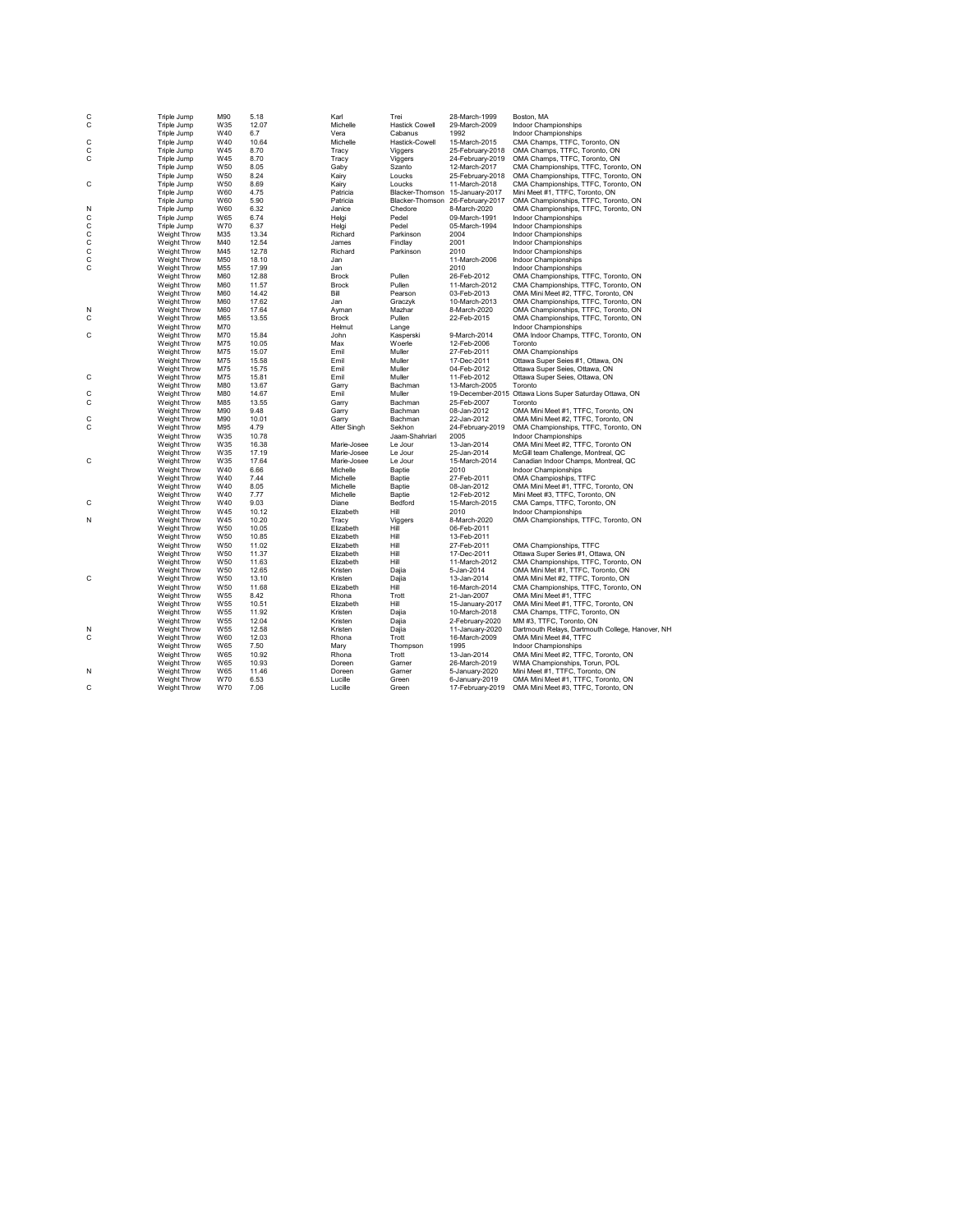| | | | | | | | |
|---|---|---|---|---|---|---|---|
| C | Triple Jump | M90 | 5.18 | Karl | Trei | 28-March-1999 | Boston, MA |
| C | Triple Jump | W35 | 12.07 | Michelle | Hastick Cowell | 29-March-2009 | Indoor Championships |
| | Triple Jump | W40 | 6.7 | Vera | Cabanus | 1992 | Indoor Championships |
| C | Triple Jump | W40 | 10.64 | Michelle | Hastick-Cowell | 15-March-2015 | CMA Champs, TTFC, Toronto, ON |
| C | Triple Jump | W45 | 8.70 | Tracy | Viggers | 25-February-2018 | OMA Champs, TTFC, Toronto, ON |
| C | Triple Jump | W45 | 8.70 | Tracy | Viggers | 24-February-2019 | OMA Champs, TTFC, Toronto, ON |
| | Triple Jump | W50 | 8.05 | Gaby | Szanto | 12-March-2017 | CMA Championships, TTFC, Toronto, ON |
| | Triple Jump | W50 | 8.24 | Kairy | Loucks | 25-February-2018 | OMA Championships, TTFC, Toronto, ON |
| C | Triple Jump | W50 | 8.69 | Kairy | Loucks | 11-March-2018 | CMA Championships, TTFC, Toronto, ON |
| | Triple Jump | W60 | 4.75 | Patricia | Blacker-Thomson | 15-January-2017 | Mini Meet #1, TTFC, Toronto, ON |
| | Triple Jump | W60 | 5.90 | Patricia | Blacker-Thomson | 26-February-2017 | OMA Championships, TTFC, Toronto, ON |
| N | Triple Jump | W60 | 6.32 | Janice | Chedore | 8-March-2020 | OMA Championships, TTFC, Toronto, ON |
| C | Triple Jump | W65 | 6.74 | Helgi | Pedel | 09-March-1991 | Indoor Championships |
| C | Triple Jump | W70 | 6.37 | Helgi | Pedel | 05-March-1994 | Indoor Championships |
| C | Weight Throw | M35 | 13.34 | Richard | Parkinson | 2004 | Indoor Championships |
| C | Weight Throw | M40 | 12.54 | James | Findlay | 2001 | Indoor Championships |
| C | Weight Throw | M45 | 12.78 | Richard | Parkinson | 2010 | Indoor Championships |
| C | Weight Throw | M50 | 18.10 | Jan | | 11-March-2006 | Indoor Championships |
| C | Weight Throw | M55 | 17.99 | Jan | | 2010 | Indoor Championships |
| | Weight Throw | M60 | 12.88 | Brock | Pullen | 26-Feb-2012 | OMA Championships, TTFC, Toronto, ON |
| | Weight Throw | M60 | 11.57 | Brock | Pullen | 11-March-2012 | CMA Championships, TTFC, Toronto, ON |
| | Weight Throw | M60 | 14.42 | Bill | Pearson | 03-Feb-2013 | OMA Mini Meet #2, TTFC, Toronto, ON |
| | Weight Throw | M60 | 17.62 | Jan | Graczyk | 10-March-2013 | OMA Championships, TTFC, Toronto, ON |
| N | Weight Throw | M60 | 17.64 | Ayman | Mazhar | 8-March-2020 | OMA Championships, TTFC, Toronto, ON |
| C | Weight Throw | M65 | 13.55 | Brock | Pullen | 22-Feb-2015 | OMA Championships, TTFC, Toronto, ON |
| | Weight Throw | M70 | | Helmut | Lange | | Indoor Championships |
| C | Weight Throw | M70 | 15.84 | John | Kasperski | 9-March-2014 | OMA Indoor Champs, TTFC, Toronto, ON |
| | Weight Throw | M75 | 10.05 | Max | Woerle | 12-Feb-2006 | Toronto |
| | Weight Throw | M75 | 15.07 | Emil | Muller | 27-Feb-2011 | OMA Championships |
| | Weight Throw | M75 | 15.58 | Emil | Muller | 17-Dec-2011 | Ottawa Super Seies #1, Ottawa, ON |
| | Weight Throw | M75 | 15.75 | Emil | Muller | 04-Feb-2012 | Ottawa Super Seies, Ottawa, ON |
| C | Weight Throw | M75 | 15.81 | Emil | Muller | 11-Feb-2012 | Ottawa Super Seies, Ottawa, ON |
| | Weight Throw | M80 | 13.67 | Garry | Bachman | 13-March-2005 | Toronto |
| C | Weight Throw | M80 | 14.67 | Emil | Muller | 19-December-2015 | Ottawa Lions Super Saturday Ottawa, ON |
| C | Weight Throw | M85 | 13.55 | Garry | Bachman | 25-Feb-2007 | Toronto |
| | Weight Throw | M90 | 9.48 | Garry | Bachman | 08-Jan-2012 | OMA Mini Meet #1, TTFC, Toronto, ON |
| C | Weight Throw | M90 | 10.01 | Garry | Bachman | 22-Jan-2012 | OMA Mini Meet #2, TTFC, Toronto, ON |
| C | Weight Throw | M95 | 4.79 | Atter Singh | Sekhon | 24-February-2019 | OMA Championships, TTFC, Toronto, ON |
| | Weight Throw | W35 | 10.78 | | Jasm-Shahriari | 2005 | Indoor Championships |
| | Weight Throw | W35 | 16.38 | Marie-Josee | Le Jour | 13-Jan-2014 | OMA Mini Meet #2, TTFC, Toronto ON |
| | Weight Throw | W35 | 17.19 | Marie-Josee | Le Jour | 25-Jan-2014 | McGill team Challenge, Montreal, QC |
| C | Weight Throw | W35 | 17.64 | Marie-Josee | Le Jour | 15-March-2014 | Canadian Indoor Champs, Montreal, QC |
| | Weight Throw | W40 | 6.66 | Michelle | Baptie | 2010 | Indoor Championships |
| | Weight Throw | W40 | 7.44 | Michelle | Baptie | 27-Feb-2011 | OMA Champioships, TTFC |
| | Weight Throw | W40 | 8.05 | Michelle | Baptie | 08-Jan-2012 | OMA Mini Meet #1, TTFC, Toronto, ON |
| | Weight Throw | W40 | 7.77 | Michelle | Baptie | 12-Feb-2012 | Mini Meet #3, TTFC, Toronto, ON |
| C | Weight Throw | W40 | 9.03 | Diane | Bedford | 15-March-2015 | CMA Camps, TTFC, Toronto, ON |
| | Weight Throw | W45 | 10.12 | Elizabeth | Hill | 2010 | Indoor Championships |
| N | Weight Throw | W45 | 10.20 | Tracy | Viggers | 8-March-2020 | OMA Championships, TTFC, Toronto, ON |
| | Weight Throw | W50 | 10.05 | Elizabeth | Hill | 06-Feb-2011 | |
| | Weight Throw | W50 | 10.85 | Elizabeth | Hill | 13-Feb-2011 | |
| | Weight Throw | W50 | 11.02 | Elizabeth | Hill | 27-Feb-2011 | OMA Championships, TTFC |
| | Weight Throw | W50 | 11.37 | Elizabeth | Hill | 17-Dec-2011 | Ottawa Super Series #1, Ottawa, ON |
| | Weight Throw | W50 | 11.63 | Elizabeth | Hill | 11-March-2012 | CMA Championships, TTFC, Toronto, ON |
| | Weight Throw | W50 | 12.65 | Kristen | Dajia | 5-Jan-2014 | OMA Mini Met #1, TTFC, Toronto, ON |
| C | Weight Throw | W50 | 13.10 | Kristen | Dajia | 13-Jan-2014 | OMA Mini Met #2, TTFC, Toronto, ON |
| | Weight Throw | W50 | 11.68 | Elizabeth | Hill | 16-March-2014 | CMA Championships, TTFC, Toronto, ON |
| | Weight Throw | W55 | 8.42 | Rhona | Trott | 21-Jan-2007 | OMA Mini Meet #1, TTFC |
| | Weight Throw | W55 | 10.51 | Elizabeth | Hill | 15-January-2017 | OMA Mini Meet #1, TTFC, Toronto, ON |
| | Weight Throw | W55 | 11.92 | Kristen | Dajia | 10-March-2018 | CMA Champs, TTFC, Toronto, ON |
| | Weight Throw | W55 | 12.04 | Kristen | Dajia | 2-February-2020 | MM #3, TTFC, Toronto, ON |
| N | Weight Throw | W55 | 12.58 | Kristen | Dajia | 11-January-2020 | Dartmouth Relays, Dartmouth College, Hanover, NH |
| C | Weight Throw | W60 | 12.03 | Rhona | Trott | 16-March-2009 | OMA Mini Meet #4, TTFC |
| | Weight Throw | W65 | 7.50 | Mary | Thompson | 1995 | Indoor Championships |
| | Weight Throw | W65 | 10.92 | Rhona | Trott | 13-Jan-2014 | OMA Mini Meet #2, TTFC, Toronto, ON |
| | Weight Throw | W65 | 10.93 | Doreen | Garner | 26-March-2019 | WMA Championships, Torun, POL |
| N | Weight Throw | W65 | 11.46 | Doreen | Garner | 5-January-2020 | Mini Meet #1, TTFC, Toronto, ON |
| | Weight Throw | W70 | 6.53 | Lucille | Green | 6-January-2019 | OMA Mini Meet #1, TTFC, Toronto, ON |
| C | Weight Throw | W70 | 7.06 | Lucille | Green | 17-February-2019 | OMA Mini Meet #3, TTFC, Toronto, ON |